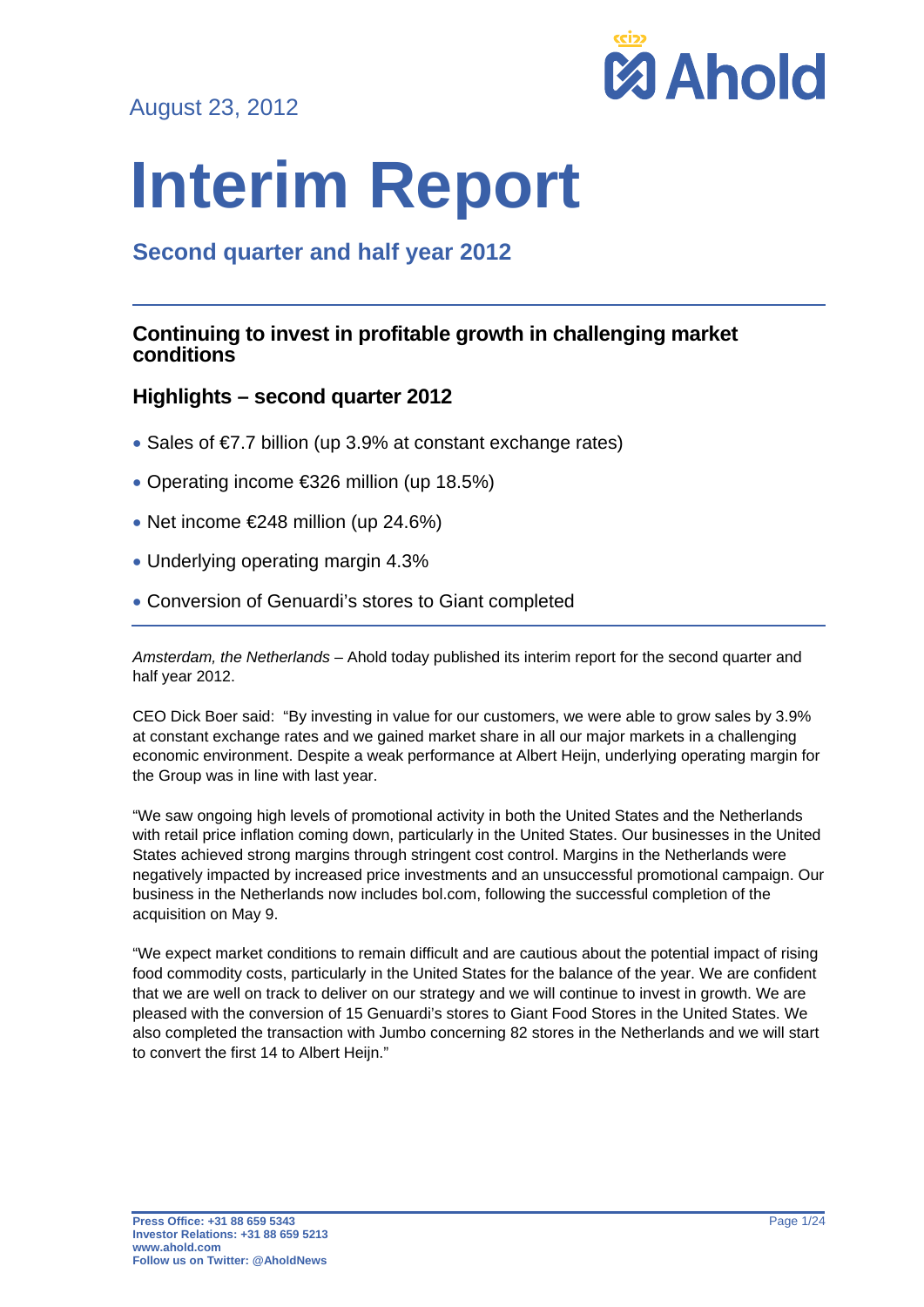August 23, 2012

# Interim Report

## Second quarter and half year 2012

### Continuing to invest in profitable growth in challenging market conditions

### Highlights – second quarter 2012

- Sales of €7.7 billion (up 3.9% at constant exchange rates)
- Operating income €326 million (up 18.5%)
- Net income €248 million (up 24.6%)
- Underlying operating margin 4.3%
- Conversion of Genuardi's stores to Giant completed

*Amsterdam, the Netherlands* – Ahold today published its interim report for the second quarter and half year 2012.

CEO Dick Boer said: "By investing in value for our customers, we were able to grow sales by 3.9% at constant exchange rates and we gained market share in all our major markets in a challenging economic environment. Despite a weak performance at Albert Heijn, underlying operating margin for the Group was in line with last year.

"We saw ongoing high levels of promotional activity in both the United States and the Netherlands with retail price inflation coming down, particularly in the United States. Our businesses in the United States achieved strong margins through stringent cost control. Margins in the Netherlands were negatively impacted by increased price investments and an unsuccessful promotional campaign. Our business in the Netherlands now includes bol.com, following the successful completion of the acquisition on May 9.

"We expect market conditions to remain difficult and are cautious about the potential impact of rising food commodity costs, particularly in the United States for the balance of the year. We are confident that we are well on track to deliver on our strategy and we will continue to invest in growth. We are pleased with the conversion of 15 Genuardi's stores to Giant Food Stores in the United States. We also completed the transaction with Jumbo concerning 82 stores in the Netherlands and we will start to convert the first 14 to Albert Heijn."

**Press Office: +31 88 659 5343**
**Investor Relations: +31 88 659 5213**
**www.ahold.com**
**Follow us on Twitter: @AholdNews**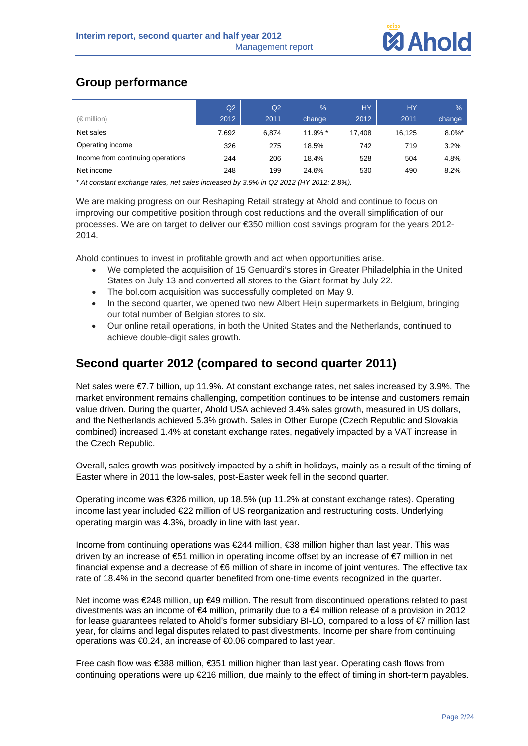## Group performance

| (€ million) | Q2 2012 | Q2 2011 | % change | HY 2012 | HY 2011 | % change |
|---|---|---|---|---|---|---|
| Net sales | 7,692 | 6,874 | 11.9% * | 17,408 | 16,125 | 8.0%* |
| Operating income | 326 | 275 | 18.5% | 742 | 719 | 3.2% |
| Income from continuing operations | 244 | 206 | 18.4% | 528 | 504 | 4.8% |
| Net income | 248 | 199 | 24.6% | 530 | 490 | 8.2% |

*\* At constant exchange rates, net sales increased by 3.9% in Q2 2012 (HY 2012: 2.8%).*

We are making progress on our Reshaping Retail strategy at Ahold and continue to focus on improving our competitive position through cost reductions and the overall simplification of our processes. We are on target to deliver our €350 million cost savings program for the years 2012-2014.

Ahold continues to invest in profitable growth and act when opportunities arise.

- We completed the acquisition of 15 Genuardi's stores in Greater Philadelphia in the United States on July 13 and converted all stores to the Giant format by July 22.
- The bol.com acquisition was successfully completed on May 9.
- In the second quarter, we opened two new Albert Heijn supermarkets in Belgium, bringing our total number of Belgian stores to six.
- Our online retail operations, in both the United States and the Netherlands, continued to achieve double-digit sales growth.

## Second quarter 2012 (compared to second quarter 2011)

Net sales were €7.7 billion, up 11.9%. At constant exchange rates, net sales increased by 3.9%. The market environment remains challenging, competition continues to be intense and customers remain value driven. During the quarter, Ahold USA achieved 3.4% sales growth, measured in US dollars, and the Netherlands achieved 5.3% growth. Sales in Other Europe (Czech Republic and Slovakia combined) increased 1.4% at constant exchange rates, negatively impacted by a VAT increase in the Czech Republic.

Overall, sales growth was positively impacted by a shift in holidays, mainly as a result of the timing of Easter where in 2011 the low-sales, post-Easter week fell in the second quarter.

Operating income was €326 million, up 18.5% (up 11.2% at constant exchange rates). Operating income last year included €22 million of US reorganization and restructuring costs. Underlying operating margin was 4.3%, broadly in line with last year.

Income from continuing operations was €244 million, €38 million higher than last year. This was driven by an increase of €51 million in operating income offset by an increase of €7 million in net financial expense and a decrease of €6 million of share in income of joint ventures. The effective tax rate of 18.4% in the second quarter benefited from one-time events recognized in the quarter.

Net income was €248 million, up €49 million. The result from discontinued operations related to past divestments was an income of €4 million, primarily due to a €4 million release of a provision in 2012 for lease guarantees related to Ahold's former subsidiary BI-LO, compared to a loss of €7 million last year, for claims and legal disputes related to past divestments. Income per share from continuing operations was €0.24, an increase of €0.06 compared to last year.

Free cash flow was €388 million, €351 million higher than last year. Operating cash flows from continuing operations were up €216 million, due mainly to the effect of timing in short-term payables.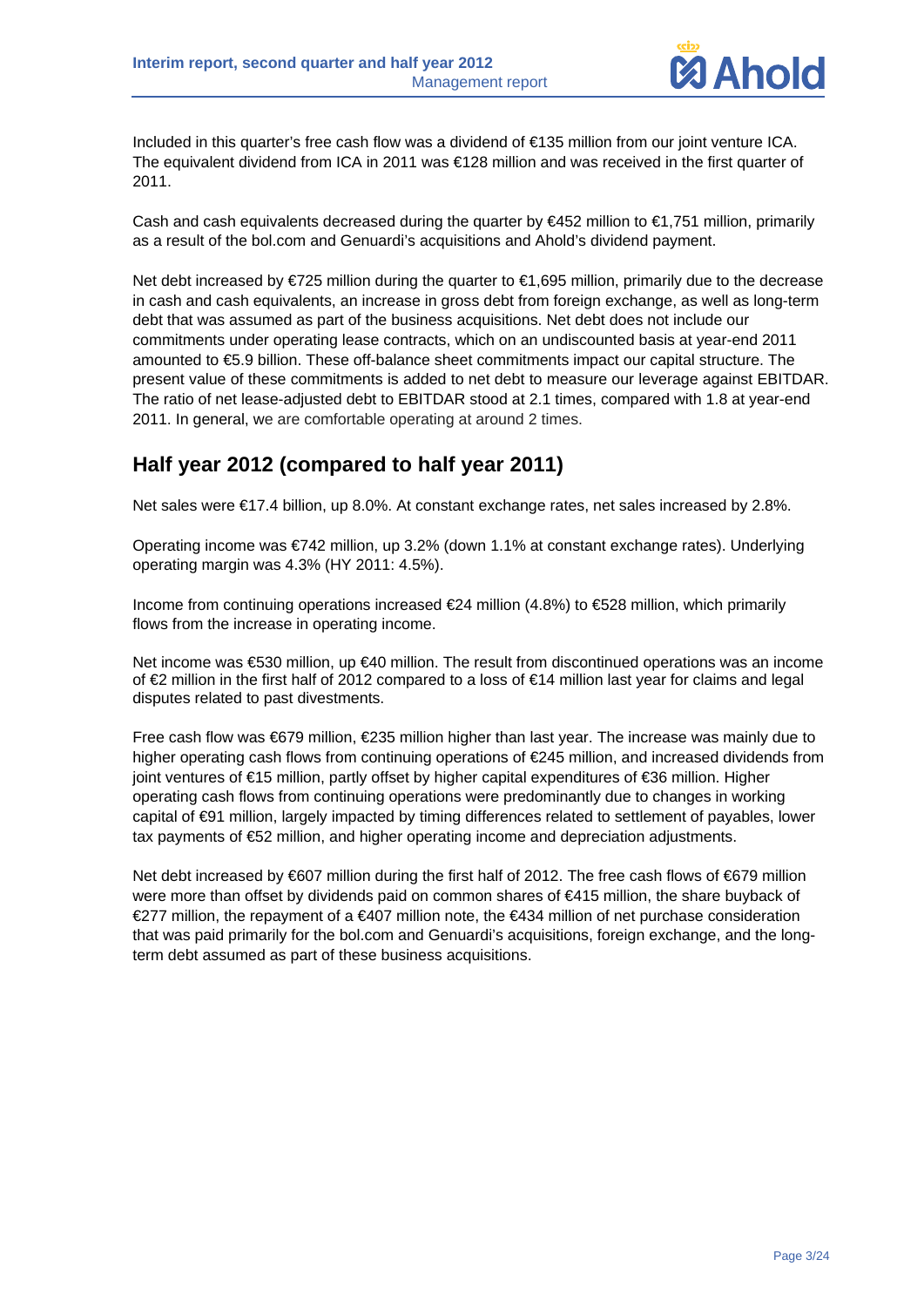Included in this quarter's free cash flow was a dividend of €135 million from our joint venture ICA. The equivalent dividend from ICA in 2011 was €128 million and was received in the first quarter of 2011.

Cash and cash equivalents decreased during the quarter by €452 million to €1,751 million, primarily as a result of the bol.com and Genuardi's acquisitions and Ahold's dividend payment.

Net debt increased by €725 million during the quarter to €1,695 million, primarily due to the decrease in cash and cash equivalents, an increase in gross debt from foreign exchange, as well as long-term debt that was assumed as part of the business acquisitions. Net debt does not include our commitments under operating lease contracts, which on an undiscounted basis at year-end 2011 amounted to €5.9 billion. These off-balance sheet commitments impact our capital structure. The present value of these commitments is added to net debt to measure our leverage against EBITDAR. The ratio of net lease-adjusted debt to EBITDAR stood at 2.1 times, compared with 1.8 at year-end 2011. In general, we are comfortable operating at around 2 times.

## Half year 2012 (compared to half year 2011)

Net sales were €17.4 billion, up 8.0%. At constant exchange rates, net sales increased by 2.8%.

Operating income was €742 million, up 3.2% (down 1.1% at constant exchange rates). Underlying operating margin was 4.3% (HY 2011: 4.5%).

Income from continuing operations increased €24 million (4.8%) to €528 million, which primarily flows from the increase in operating income.

Net income was €530 million, up €40 million. The result from discontinued operations was an income of €2 million in the first half of 2012 compared to a loss of €14 million last year for claims and legal disputes related to past divestments.

Free cash flow was €679 million, €235 million higher than last year. The increase was mainly due to higher operating cash flows from continuing operations of €245 million, and increased dividends from joint ventures of €15 million, partly offset by higher capital expenditures of €36 million. Higher operating cash flows from continuing operations were predominantly due to changes in working capital of €91 million, largely impacted by timing differences related to settlement of payables, lower tax payments of €52 million, and higher operating income and depreciation adjustments.

Net debt increased by €607 million during the first half of 2012. The free cash flows of €679 million were more than offset by dividends paid on common shares of €415 million, the share buyback of €277 million, the repayment of a €407 million note, the €434 million of net purchase consideration that was paid primarily for the bol.com and Genuardi's acquisitions, foreign exchange, and the long-term debt assumed as part of these business acquisitions.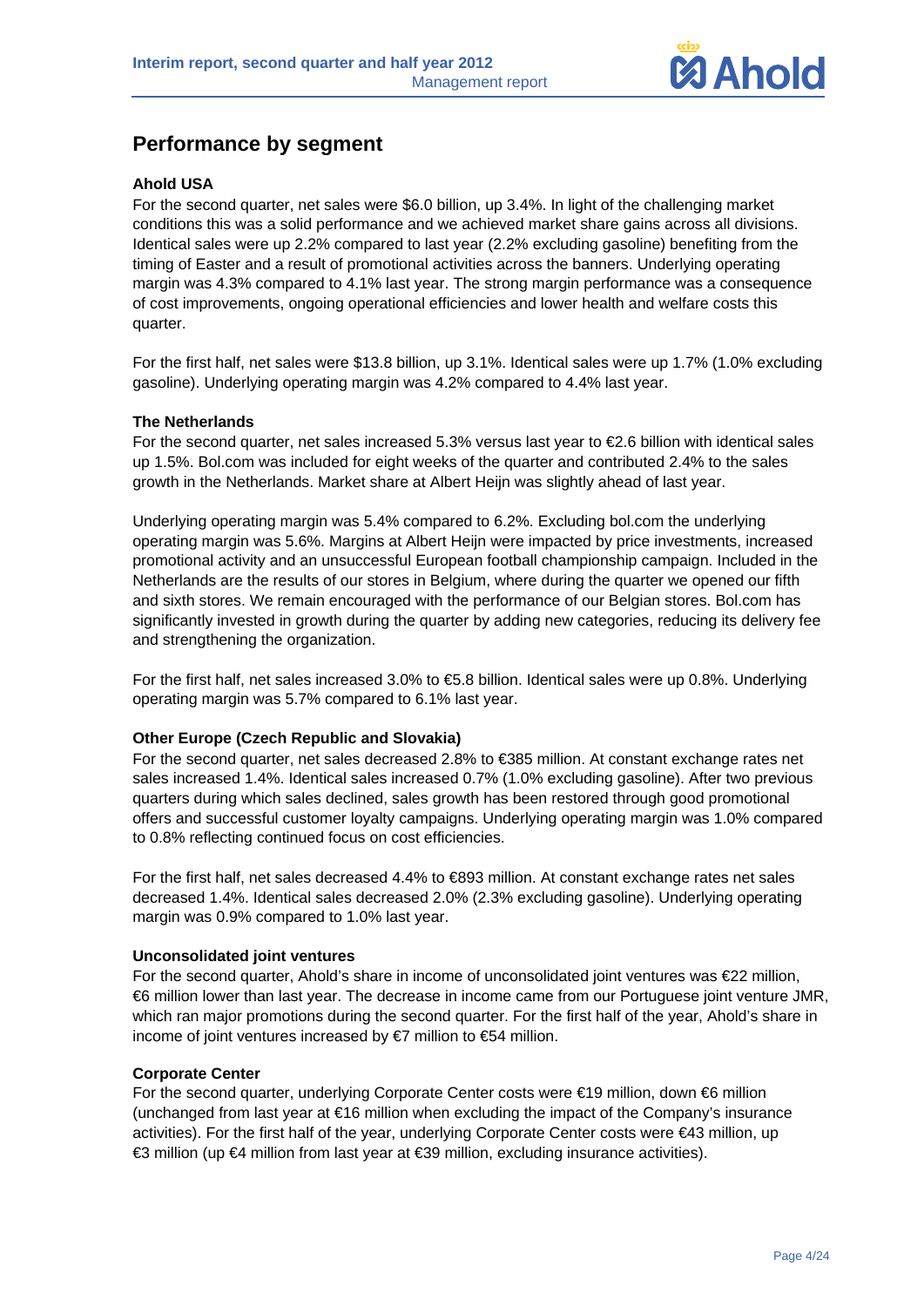## Performance by segment

**Ahold USA**

For the second quarter, net sales were $6.0 billion, up 3.4%. In light of the challenging market conditions this was a solid performance and we achieved market share gains across all divisions. Identical sales were up 2.2% compared to last year (2.2% excluding gasoline) benefiting from the timing of Easter and a result of promotional activities across the banners. Underlying operating margin was 4.3% compared to 4.1% last year. The strong margin performance was a consequence of cost improvements, ongoing operational efficiencies and lower health and welfare costs this quarter.

For the first half, net sales were $13.8 billion, up 3.1%. Identical sales were up 1.7% (1.0% excluding gasoline). Underlying operating margin was 4.2% compared to 4.4% last year.

**The Netherlands**

For the second quarter, net sales increased 5.3% versus last year to €2.6 billion with identical sales up 1.5%. Bol.com was included for eight weeks of the quarter and contributed 2.4% to the sales growth in the Netherlands. Market share at Albert Heijn was slightly ahead of last year.

Underlying operating margin was 5.4% compared to 6.2%. Excluding bol.com the underlying operating margin was 5.6%. Margins at Albert Heijn were impacted by price investments, increased promotional activity and an unsuccessful European football championship campaign. Included in the Netherlands are the results of our stores in Belgium, where during the quarter we opened our fifth and sixth stores. We remain encouraged with the performance of our Belgian stores. Bol.com has significantly invested in growth during the quarter by adding new categories, reducing its delivery fee and strengthening the organization.

For the first half, net sales increased 3.0% to €5.8 billion. Identical sales were up 0.8%. Underlying operating margin was 5.7% compared to 6.1% last year.

**Other Europe (Czech Republic and Slovakia)**

For the second quarter, net sales decreased 2.8% to €385 million. At constant exchange rates net sales increased 1.4%. Identical sales increased 0.7% (1.0% excluding gasoline). After two previous quarters during which sales declined, sales growth has been restored through good promotional offers and successful customer loyalty campaigns. Underlying operating margin was 1.0% compared to 0.8% reflecting continued focus on cost efficiencies.

For the first half, net sales decreased 4.4% to €893 million. At constant exchange rates net sales decreased 1.4%. Identical sales decreased 2.0% (2.3% excluding gasoline). Underlying operating margin was 0.9% compared to 1.0% last year.

**Unconsolidated joint ventures**

For the second quarter, Ahold's share in income of unconsolidated joint ventures was €22 million, €6 million lower than last year. The decrease in income came from our Portuguese joint venture JMR, which ran major promotions during the second quarter. For the first half of the year, Ahold's share in income of joint ventures increased by €7 million to €54 million.

**Corporate Center**

For the second quarter, underlying Corporate Center costs were €19 million, down €6 million (unchanged from last year at €16 million when excluding the impact of the Company's insurance activities). For the first half of the year, underlying Corporate Center costs were €43 million, up €3 million (up €4 million from last year at €39 million, excluding insurance activities).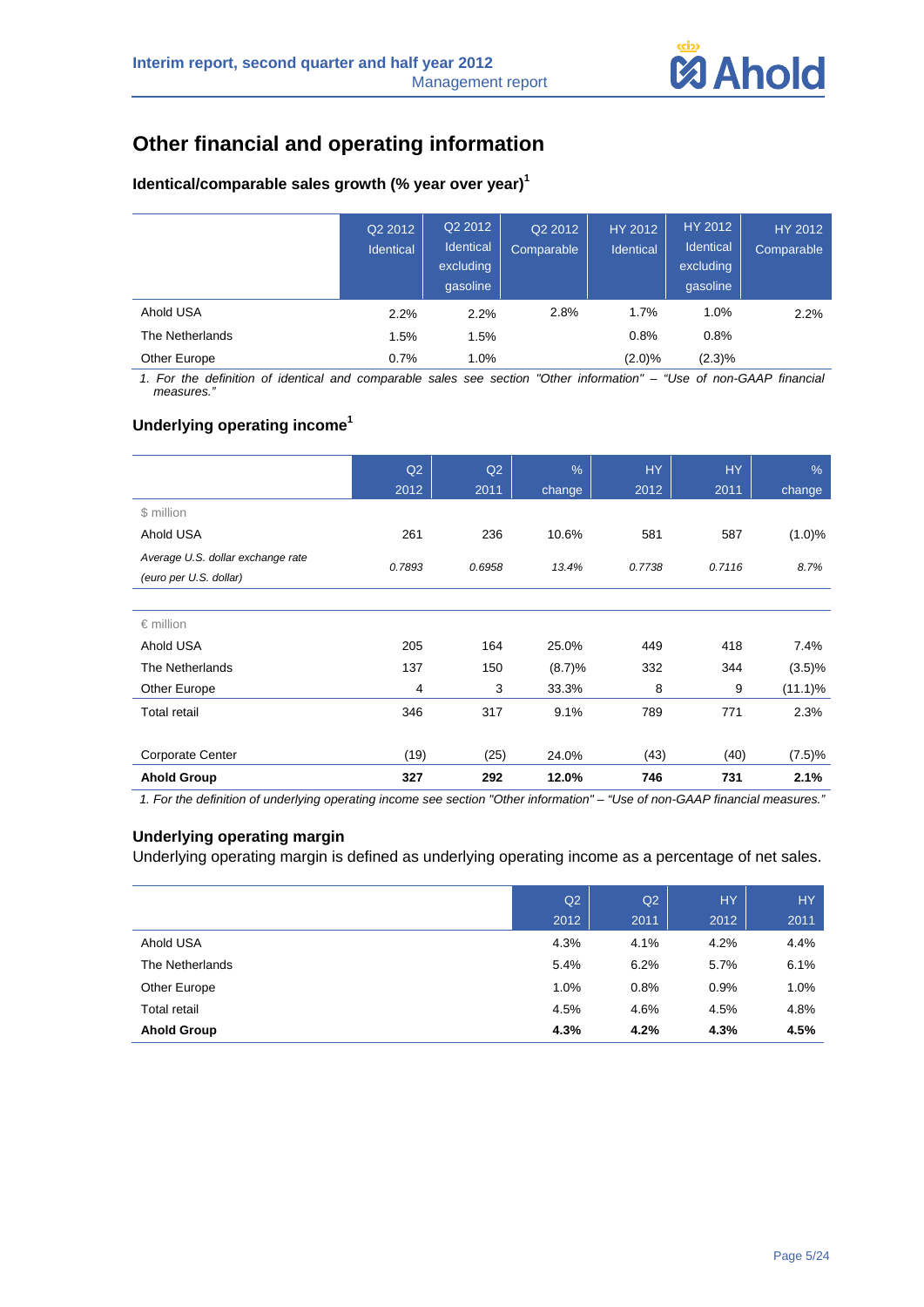## Other financial and operating information

### Identical/comparable sales growth (% year over year)[1]

| | Q2 2012 Identical | Q2 2012 Identical excluding gasoline | Q2 2012 Comparable | HY 2012 Identical | HY 2012 Identical excluding gasoline | HY 2012 Comparable |
|---|---|---|---|---|---|---|
| Ahold USA | 2.2% | 2.2% | 2.8% | 1.7% | 1.0% | 2.2% |
| The Netherlands | 1.5% | 1.5% | | 0.8% | 0.8% | |
| Other Europe | 0.7% | 1.0% | | (2.0)% | (2.3)% | |

1. For the definition of identical and comparable sales see section "Other information" – "Use of non-GAAP financial measures."

### Underlying operating income[1]

| | Q2 2012 | Q2 2011 | % change | HY 2012 | HY 2011 | % change |
|---|---|---|---|---|---|---|
| $ million | | | | | | |
| Ahold USA | 261 | 236 | 10.6% | 581 | 587 | (1.0)% |
| *Average U.S. dollar exchange rate (euro per U.S. dollar)* | *0.7893* | *0.6958* | *13.4%* | *0.7738* | *0.7116* | *8.7%* |
| | | | | | | |
| € million | | | | | | |
| Ahold USA | 205 | 164 | 25.0% | 449 | 418 | 7.4% |
| The Netherlands | 137 | 150 | (8.7)% | 332 | 344 | (3.5)% |
| Other Europe | 4 | 3 | 33.3% | 8 | 9 | (11.1)% |
| Total retail | 346 | 317 | 9.1% | 789 | 771 | 2.3% |
| | | | | | | |
| Corporate Center | (19) | (25) | 24.0% | (43) | (40) | (7.5)% |
| **Ahold Group** | **327** | **292** | **12.0%** | **746** | **731** | **2.1%** |

*1. For the definition of underlying operating income see section "Other information" – "Use of non-GAAP financial measures."*

### Underlying operating margin

Underlying operating margin is defined as underlying operating income as a percentage of net sales.

| | Q2 2012 | Q2 2011 | HY 2012 | HY 2011 |
|---|---|---|---|---|
| Ahold USA | 4.3% | 4.1% | 4.2% | 4.4% |
| The Netherlands | 5.4% | 6.2% | 5.7% | 6.1% |
| Other Europe | 1.0% | 0.8% | 0.9% | 1.0% |
| Total retail | 4.5% | 4.6% | 4.5% | 4.8% |
| **Ahold Group** | **4.3%** | **4.2%** | **4.3%** | **4.5%** |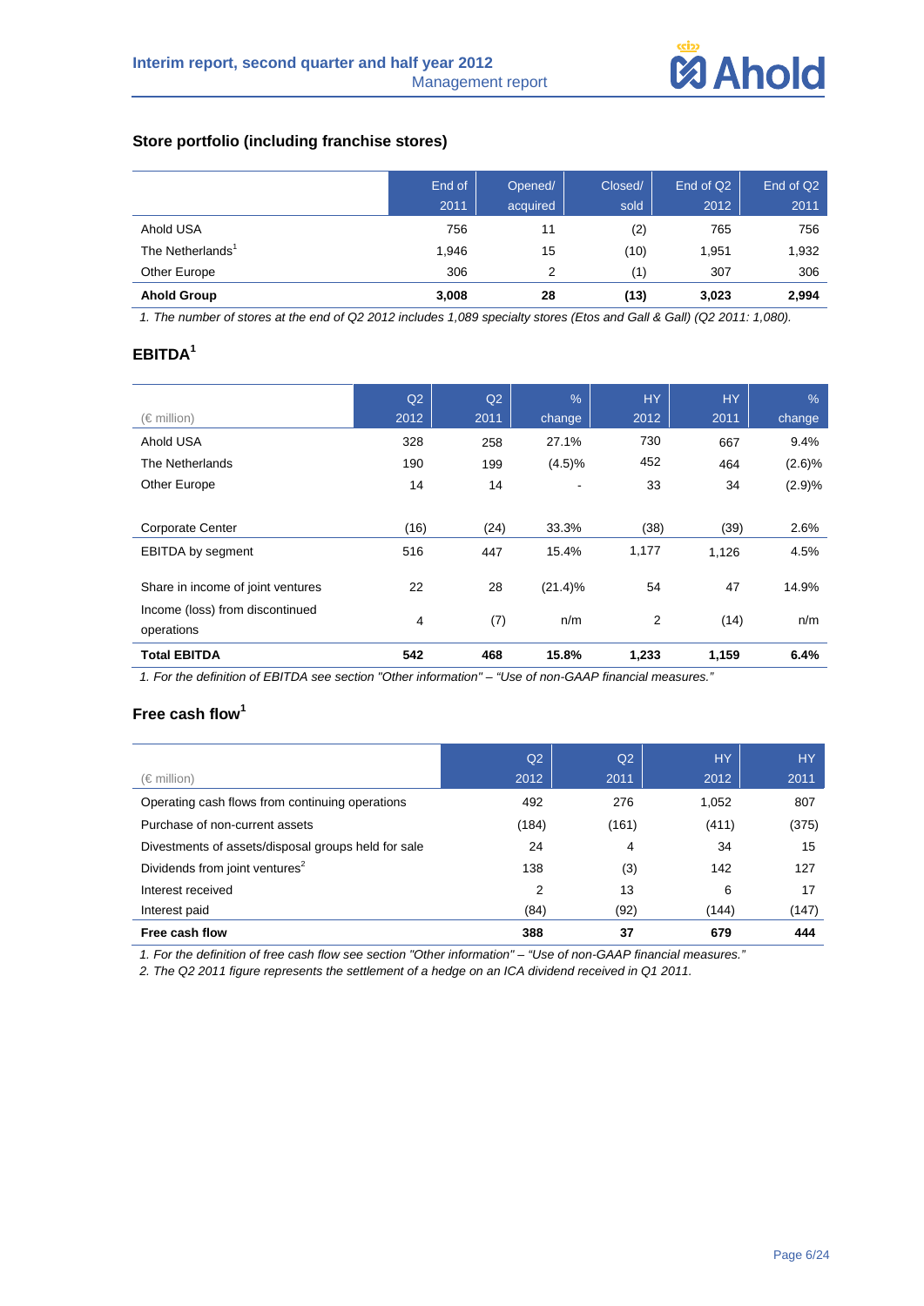## Store portfolio (including franchise stores)

| | End of 2011 | Opened/ acquired | Closed/ sold | End of Q2 2012 | End of Q2 2011 |
|---|---|---|---|---|---|
| Ahold USA | 756 | 11 | (2) | 765 | 756 |
| The Netherlands[1] | 1,946 | 15 | (10) | 1,951 | 1,932 |
| Other Europe | 306 | 2 | (1) | 307 | 306 |
| **Ahold Group** | **3,008** | **28** | **(13)** | **3,023** | **2,994** |

*1. The number of stores at the end of Q2 2012 includes 1,089 specialty stores (Etos and Gall & Gall) (Q2 2011: 1,080).*

## EBITDA[1]

| (€ million) | Q2 2012 | Q2 2011 | % change | HY 2012 | HY 2011 | % change |
|---|---|---|---|---|---|---|
| Ahold USA | 328 | 258 | 27.1% | 730 | 667 | 9.4% |
| The Netherlands | 190 | 199 | (4.5)% | 452 | 464 | (2.6)% |
| Other Europe | 14 | 14 | - | 33 | 34 | (2.9)% |
| Corporate Center | (16) | (24) | 33.3% | (38) | (39) | 2.6% |
| EBITDA by segment | 516 | 447 | 15.4% | 1,177 | 1,126 | 4.5% |
| Share in income of joint ventures | 22 | 28 | (21.4)% | 54 | 47 | 14.9% |
| Income (loss) from discontinued operations | 4 | (7) | n/m | 2 | (14) | n/m |
| **Total EBITDA** | **542** | **468** | **15.8%** | **1,233** | **1,159** | **6.4%** |

*1. For the definition of EBITDA see section "Other information" – "Use of non-GAAP financial measures."*

## Free cash flow[1]

| (€ million) | Q2 2012 | Q2 2011 | HY 2012 | HY 2011 |
|---|---|---|---|---|
| Operating cash flows from continuing operations | 492 | 276 | 1,052 | 807 |
| Purchase of non-current assets | (184) | (161) | (411) | (375) |
| Divestments of assets/disposal groups held for sale | 24 | 4 | 34 | 15 |
| Dividends from joint ventures[2] | 138 | (3) | 142 | 127 |
| Interest received | 2 | 13 | 6 | 17 |
| Interest paid | (84) | (92) | (144) | (147) |
| **Free cash flow** | **388** | **37** | **679** | **444** |

*1. For the definition of free cash flow see section "Other information" – "Use of non-GAAP financial measures."*

*2. The Q2 2011 figure represents the settlement of a hedge on an ICA dividend received in Q1 2011.*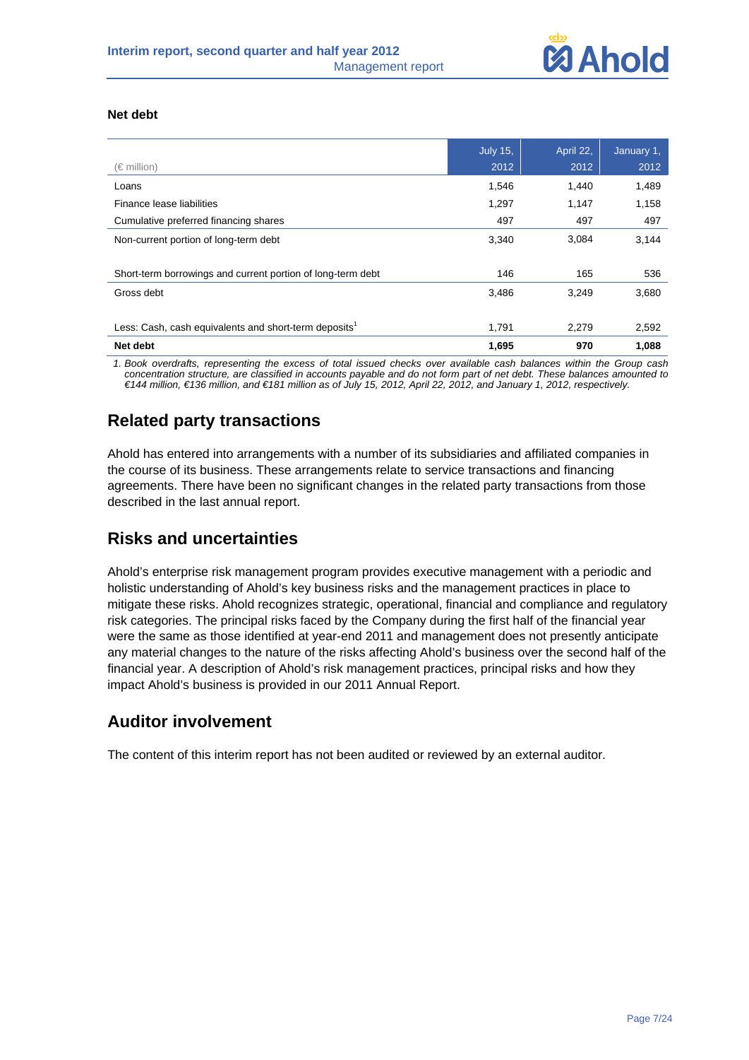## Net debt

| (€ million) | July 15, 2012 | April 22, 2012 | January 1, 2012 |
|---|---|---|---|
| Loans | 1,546 | 1,440 | 1,489 |
| Finance lease liabilities | 1,297 | 1,147 | 1,158 |
| Cumulative preferred financing shares | 497 | 497 | 497 |
| Non-current portion of long-term debt | 3,340 | 3,084 | 3,144 |
| Short-term borrowings and current portion of long-term debt | 146 | 165 | 536 |
| Gross debt | 3,486 | 3,249 | 3,680 |
| Less: Cash, cash equivalents and short-term deposits[1] | 1,791 | 2,279 | 2,592 |
| **Net debt** | **1,695** | **970** | **1,088** |

*1. Book overdrafts, representing the excess of total issued checks over available cash balances within the Group cash concentration structure, are classified in accounts payable and do not form part of net debt. These balances amounted to €144 million, €136 million, and €181 million as of July 15, 2012, April 22, 2012, and January 1, 2012, respectively.*

## Related party transactions

Ahold has entered into arrangements with a number of its subsidiaries and affiliated companies in the course of its business. These arrangements relate to service transactions and financing agreements. There have been no significant changes in the related party transactions from those described in the last annual report.

## Risks and uncertainties

Ahold's enterprise risk management program provides executive management with a periodic and holistic understanding of Ahold's key business risks and the management practices in place to mitigate these risks. Ahold recognizes strategic, operational, financial and compliance and regulatory risk categories. The principal risks faced by the Company during the first half of the financial year were the same as those identified at year-end 2011 and management does not presently anticipate any material changes to the nature of the risks affecting Ahold's business over the second half of the financial year. A description of Ahold's risk management practices, principal risks and how they impact Ahold's business is provided in our 2011 Annual Report.

## Auditor involvement

The content of this interim report has not been audited or reviewed by an external auditor.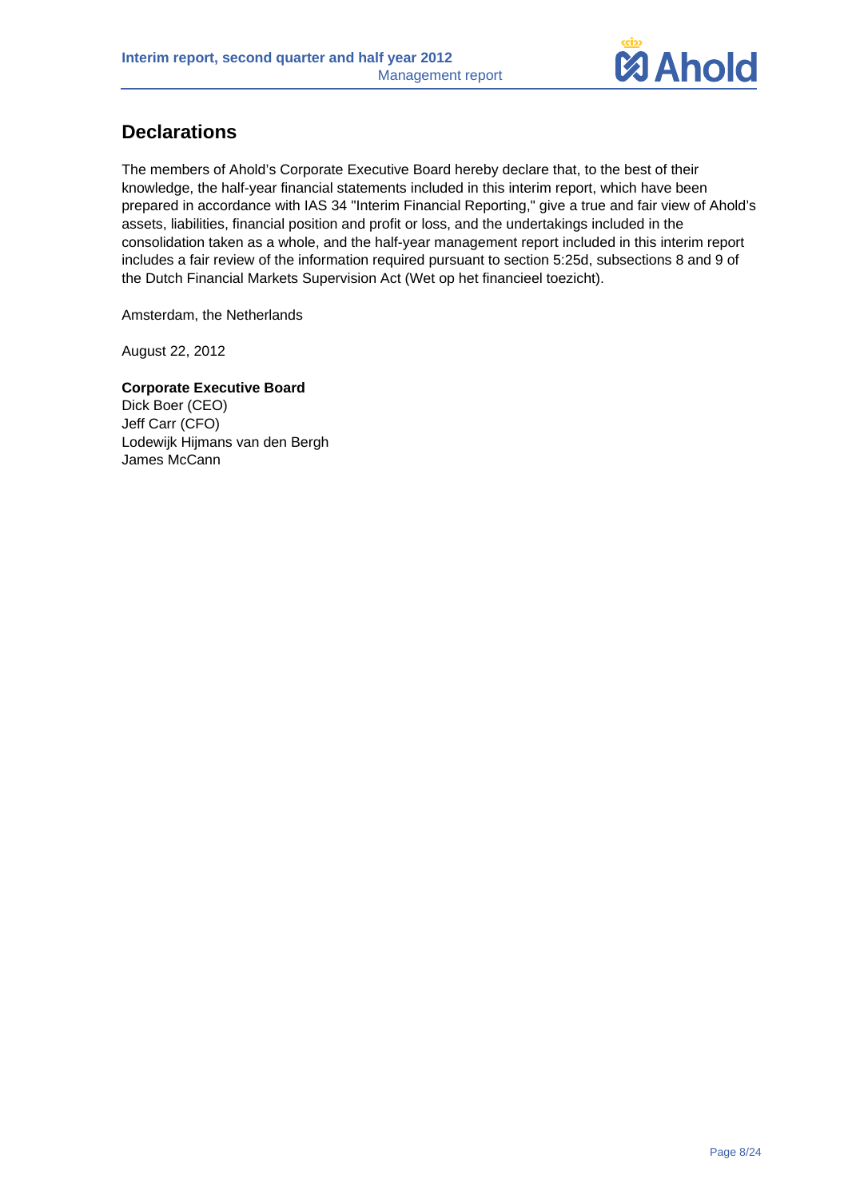## Declarations

The members of Ahold's Corporate Executive Board hereby declare that, to the best of their knowledge, the half-year financial statements included in this interim report, which have been prepared in accordance with IAS 34 "Interim Financial Reporting," give a true and fair view of Ahold's assets, liabilities, financial position and profit or loss, and the undertakings included in the consolidation taken as a whole, and the half-year management report included in this interim report includes a fair review of the information required pursuant to section 5:25d, subsections 8 and 9 of the Dutch Financial Markets Supervision Act (Wet op het financieel toezicht).

Amsterdam, the Netherlands

August 22, 2012

**Corporate Executive Board**
Dick Boer (CEO)
Jeff Carr (CFO)
Lodewijk Hijmans van den Bergh
James McCann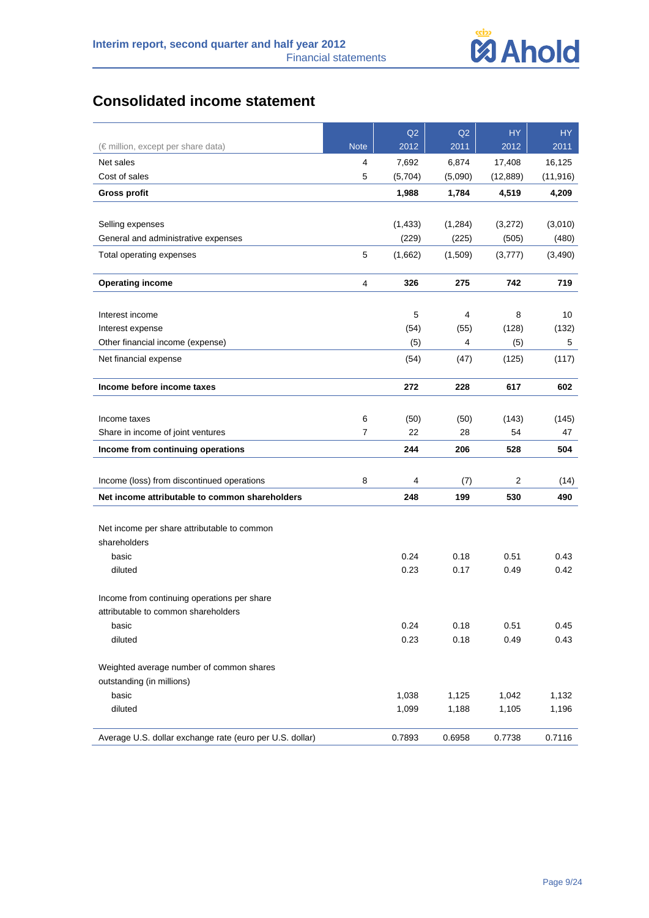# Consolidated income statement

| (€ million, except per share data) | Note | Q2 2012 | Q2 2011 | HY 2012 | HY 2011 |
|---|---|---|---|---|---|
| Net sales | 4 | 7,692 | 6,874 | 17,408 | 16,125 |
| Cost of sales | 5 | (5,704) | (5,090) | (12,889) | (11,916) |
| **Gross profit** | | **1,988** | **1,784** | **4,519** | **4,209** |
| | | | | | |
| Selling expenses | | (1,433) | (1,284) | (3,272) | (3,010) |
| General and administrative expenses | | (229) | (225) | (505) | (480) |
| Total operating expenses | 5 | (1,662) | (1,509) | (3,777) | (3,490) |
| | | | | | |
| **Operating income** | 4 | **326** | **275** | **742** | **719** |
| | | | | | |
| Interest income | | 5 | 4 | 8 | 10 |
| Interest expense | | (54) | (55) | (128) | (132) |
| Other financial income (expense) | | (5) | 4 | (5) | 5 |
| Net financial expense | | (54) | (47) | (125) | (117) |
| | | | | | |
| **Income before income taxes** | | **272** | **228** | **617** | **602** |
| | | | | | |
| Income taxes | 6 | (50) | (50) | (143) | (145) |
| Share in income of joint ventures | 7 | 22 | 28 | 54 | 47 |
| **Income from continuing operations** | | **244** | **206** | **528** | **504** |
| | | | | | |
| Income (loss) from discontinued operations | 8 | 4 | (7) | 2 | (14) |
| **Net income attributable to common shareholders** | | **248** | **199** | **530** | **490** |
| | | | | | |
| Net income per share attributable to common shareholders | | | | | |
| basic | | 0.24 | 0.18 | 0.51 | 0.43 |
| diluted | | 0.23 | 0.17 | 0.49 | 0.42 |
| | | | | | |
| Income from continuing operations per share attributable to common shareholders | | | | | |
| basic | | 0.24 | 0.18 | 0.51 | 0.45 |
| diluted | | 0.23 | 0.18 | 0.49 | 0.43 |
| | | | | | |
| Weighted average number of common shares outstanding (in millions) | | | | | |
| basic | | 1,038 | 1,125 | 1,042 | 1,132 |
| diluted | | 1,099 | 1,188 | 1,105 | 1,196 |
| | | | | | |
| Average U.S. dollar exchange rate (euro per U.S. dollar) | | 0.7893 | 0.6958 | 0.7738 | 0.7116 |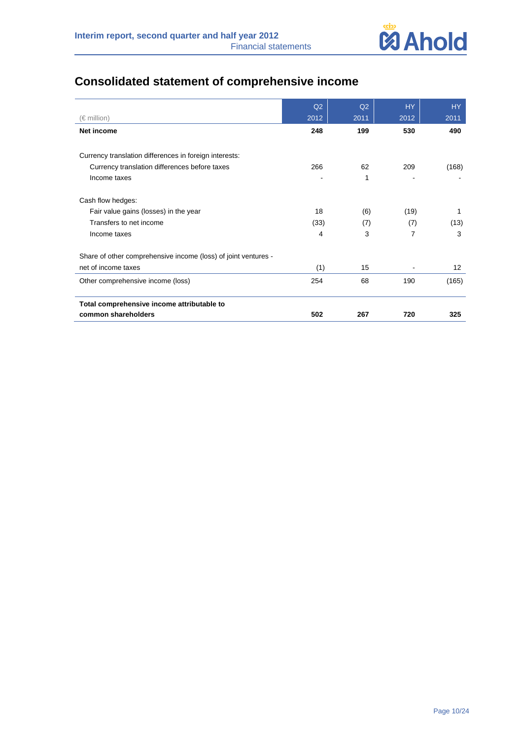# Consolidated statement of comprehensive income

| (€ million) | Q2 2012 | Q2 2011 | HY 2012 | HY 2011 |
|---|---|---|---|---|
| **Net income** | **248** | **199** | **530** | **490** |
| | | | | |
| Currency translation differences in foreign interests: | | | | |
| Currency translation differences before taxes | 266 | 62 | 209 | (168) |
| Income taxes | - | 1 | - | - |
| | | | | |
| Cash flow hedges: | | | | |
| Fair value gains (losses) in the year | 18 | (6) | (19) | 1 |
| Transfers to net income | (33) | (7) | (7) | (13) |
| Income taxes | 4 | 3 | 7 | 3 |
| | | | | |
| Share of other comprehensive income (loss) of joint ventures - net of income taxes | (1) | 15 | - | 12 |
| Other comprehensive income (loss) | 254 | 68 | 190 | (165) |
| | | | | |
| **Total comprehensive income attributable to common shareholders** | **502** | **267** | **720** | **325** |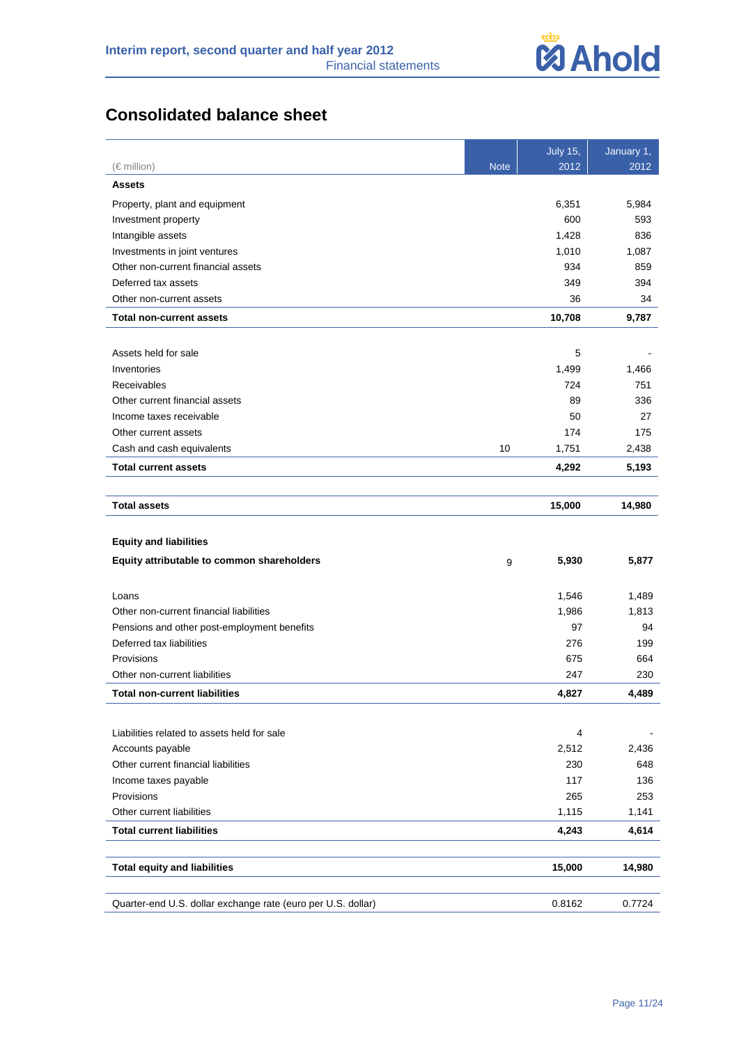## Consolidated balance sheet

| (€ million) | Note | July 15, 2012 | January 1, 2012 |
|---|---|---|---|
| **Assets** | | | |
| Property, plant and equipment | | 6,351 | 5,984 |
| Investment property | | 600 | 593 |
| Intangible assets | | 1,428 | 836 |
| Investments in joint ventures | | 1,010 | 1,087 |
| Other non-current financial assets | | 934 | 859 |
| Deferred tax assets | | 349 | 394 |
| Other non-current assets | | 36 | 34 |
| **Total non-current assets** | | **10,708** | **9,787** |
| | | | |
| Assets held for sale | | 5 | - |
| Inventories | | 1,499 | 1,466 |
| Receivables | | 724 | 751 |
| Other current financial assets | | 89 | 336 |
| Income taxes receivable | | 50 | 27 |
| Other current assets | | 174 | 175 |
| Cash and cash equivalents | 10 | 1,751 | 2,438 |
| **Total current assets** | | **4,292** | **5,193** |
| | | | |
| **Total assets** | | **15,000** | **14,980** |
| | | | |
| **Equity and liabilities** | | | |
| **Equity attributable to common shareholders** | 9 | **5,930** | **5,877** |
| | | | |
| Loans | | 1,546 | 1,489 |
| Other non-current financial liabilities | | 1,986 | 1,813 |
| Pensions and other post-employment benefits | | 97 | 94 |
| Deferred tax liabilities | | 276 | 199 |
| Provisions | | 675 | 664 |
| Other non-current liabilities | | 247 | 230 |
| **Total non-current liabilities** | | **4,827** | **4,489** |
| | | | |
| Liabilities related to assets held for sale | | 4 | - |
| Accounts payable | | 2,512 | 2,436 |
| Other current financial liabilities | | 230 | 648 |
| Income taxes payable | | 117 | 136 |
| Provisions | | 265 | 253 |
| Other current liabilities | | 1,115 | 1,141 |
| **Total current liabilities** | | **4,243** | **4,614** |
| | | | |
| **Total equity and liabilities** | | **15,000** | **14,980** |
| | | | |
| Quarter-end U.S. dollar exchange rate (euro per U.S. dollar) | | 0.8162 | 0.7724 |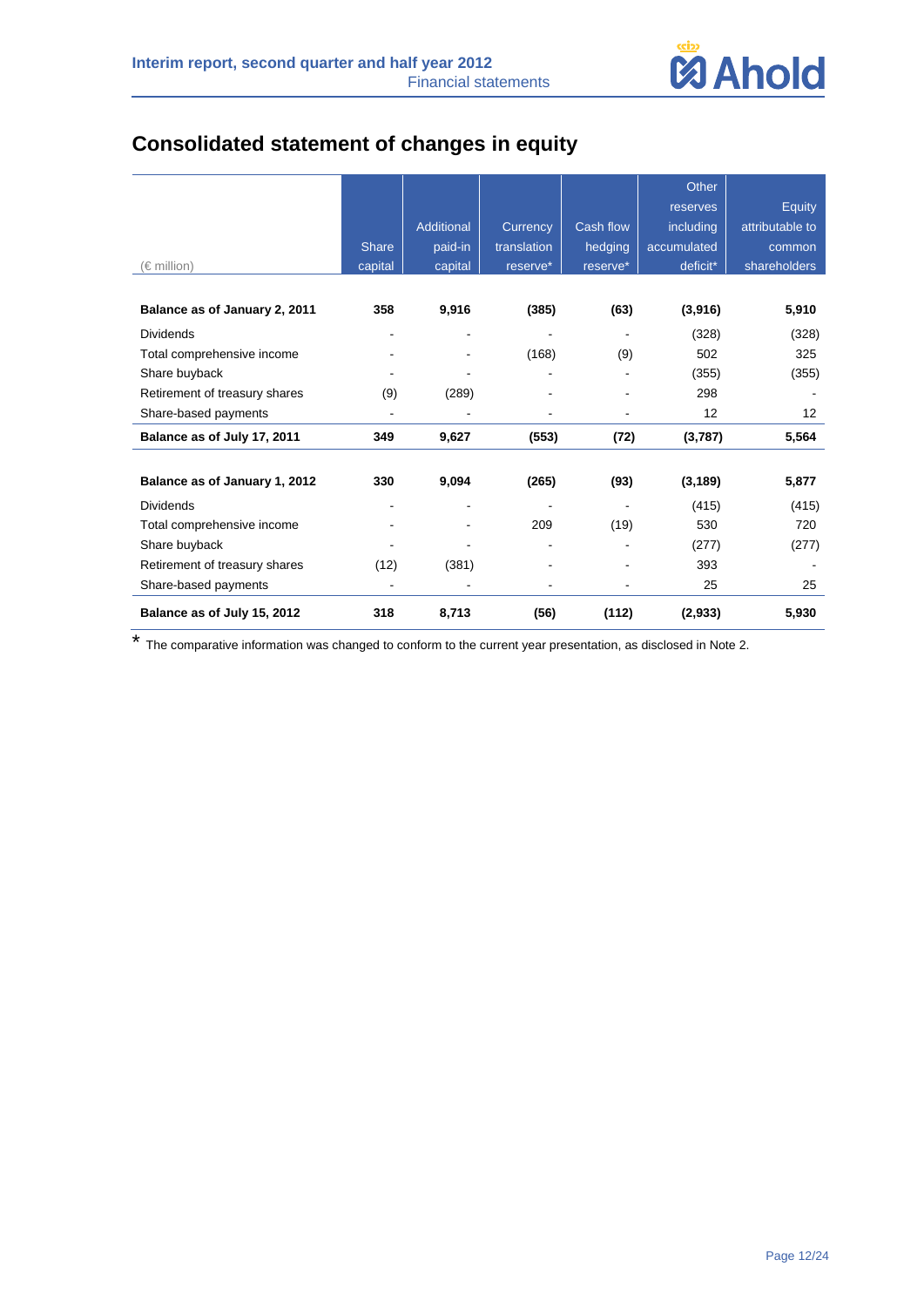# Consolidated statement of changes in equity

| (€ million) | Share capital | Additional paid-in capital | Currency translation reserve* | Cash flow hedging reserve* | Other reserves including accumulated deficit* | Equity attributable to common shareholders |
|---|---|---|---|---|---|---|
| **Balance as of January 2, 2011** | **358** | **9,916** | **(385)** | **(63)** | **(3,916)** | **5,910** |
| Dividends | - | - | - | - | (328) | (328) |
| Total comprehensive income | - | - | (168) | (9) | 502 | 325 |
| Share buyback | - | - | - | - | (355) | (355) |
| Retirement of treasury shares | (9) | (289) | - | - | 298 | - |
| Share-based payments | - | - | - | - | 12 | 12 |
| **Balance as of July 17, 2011** | **349** | **9,627** | **(553)** | **(72)** | **(3,787)** | **5,564** |
| | | | | | | |
| **Balance as of January 1, 2012** | **330** | **9,094** | **(265)** | **(93)** | **(3,189)** | **5,877** |
| Dividends | - | - | - | - | (415) | (415) |
| Total comprehensive income | - | - | 209 | (19) | 530 | 720 |
| Share buyback | - | - | - | - | (277) | (277) |
| Retirement of treasury shares | (12) | (381) | - | - | 393 | - |
| Share-based payments | - | - | - | - | 25 | 25 |
| **Balance as of July 15, 2012** | **318** | **8,713** | **(56)** | **(112)** | **(2,933)** | **5,930** |

* The comparative information was changed to conform to the current year presentation, as disclosed in Note 2.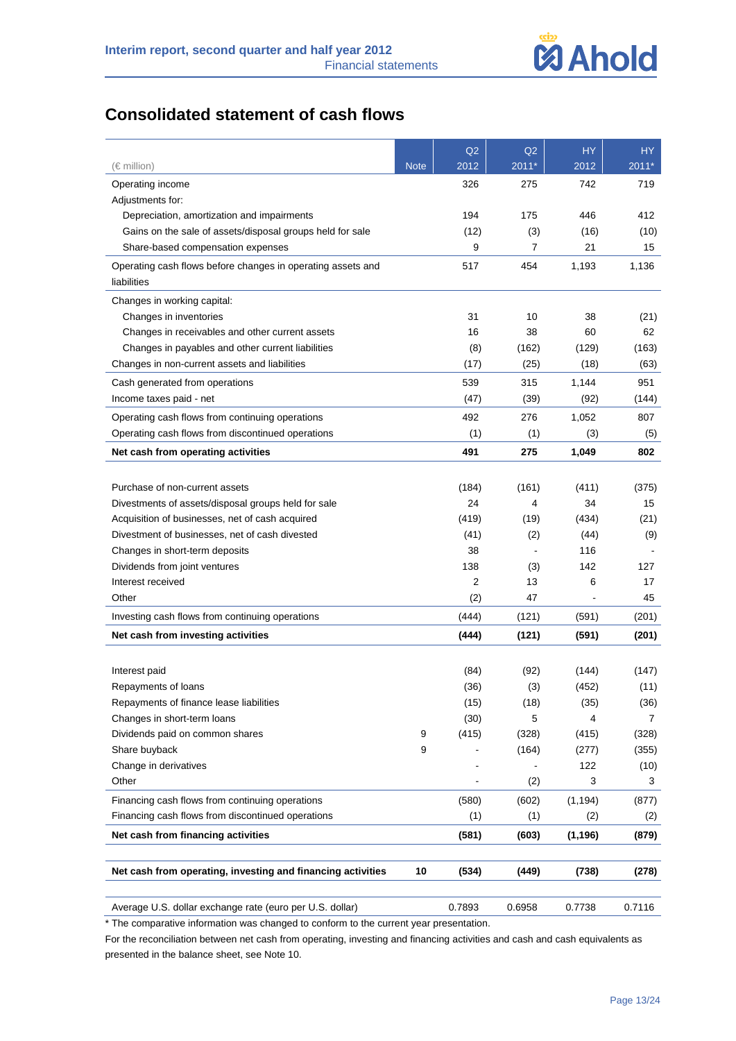# Consolidated statement of cash flows

| (€ million) | Note | Q2 2012 | Q2 2011* | HY 2012 | HY 2011* |
|---|---|---|---|---|---|
| Operating income | | 326 | 275 | 742 | 719 |
| Adjustments for: | | | | | |
| Depreciation, amortization and impairments | | 194 | 175 | 446 | 412 |
| Gains on the sale of assets/disposal groups held for sale | | (12) | (3) | (16) | (10) |
| Share-based compensation expenses | | 9 | 7 | 21 | 15 |
| Operating cash flows before changes in operating assets and liabilities | | 517 | 454 | 1,193 | 1,136 |
| Changes in working capital: | | | | | |
| Changes in inventories | | 31 | 10 | 38 | (21) |
| Changes in receivables and other current assets | | 16 | 38 | 60 | 62 |
| Changes in payables and other current liabilities | | (8) | (162) | (129) | (163) |
| Changes in non-current assets and liabilities | | (17) | (25) | (18) | (63) |
| Cash generated from operations | | 539 | 315 | 1,144 | 951 |
| Income taxes paid - net | | (47) | (39) | (92) | (144) |
| Operating cash flows from continuing operations | | 492 | 276 | 1,052 | 807 |
| Operating cash flows from discontinued operations | | (1) | (1) | (3) | (5) |
| **Net cash from operating activities** | | **491** | **275** | **1,049** | **802** |
| | | | | | |
| Purchase of non-current assets | | (184) | (161) | (411) | (375) |
| Divestments of assets/disposal groups held for sale | | 24 | 4 | 34 | 15 |
| Acquisition of businesses, net of cash acquired | | (419) | (19) | (434) | (21) |
| Divestment of businesses, net of cash divested | | (41) | (2) | (44) | (9) |
| Changes in short-term deposits | | 38 | - | 116 | - |
| Dividends from joint ventures | | 138 | (3) | 142 | 127 |
| Interest received | | 2 | 13 | 6 | 17 |
| Other | | (2) | 47 | - | 45 |
| Investing cash flows from continuing operations | | (444) | (121) | (591) | (201) |
| **Net cash from investing activities** | | **(444)** | **(121)** | **(591)** | **(201)** |
| | | | | | |
| Interest paid | | (84) | (92) | (144) | (147) |
| Repayments of loans | | (36) | (3) | (452) | (11) |
| Repayments of finance lease liabilities | | (15) | (18) | (35) | (36) |
| Changes in short-term loans | | (30) | 5 | 4 | 7 |
| Dividends paid on common shares | 9 | (415) | (328) | (415) | (328) |
| Share buyback | 9 | - | (164) | (277) | (355) |
| Change in derivatives | | - | - | 122 | (10) |
| Other | | - | (2) | 3 | 3 |
| Financing cash flows from continuing operations | | (580) | (602) | (1,194) | (877) |
| Financing cash flows from discontinued operations | | (1) | (1) | (2) | (2) |
| **Net cash from financing activities** | | **(581)** | **(603)** | **(1,196)** | **(879)** |
| | | | | | |
| **Net cash from operating, investing and financing activities** | **10** | **(534)** | **(449)** | **(738)** | **(278)** |
| | | | | | |
| Average U.S. dollar exchange rate (euro per U.S. dollar) | | 0.7893 | 0.6958 | 0.7738 | 0.7116 |

* The comparative information was changed to conform to the current year presentation.

For the reconciliation between net cash from operating, investing and financing activities and cash and cash equivalents as presented in the balance sheet, see Note 10.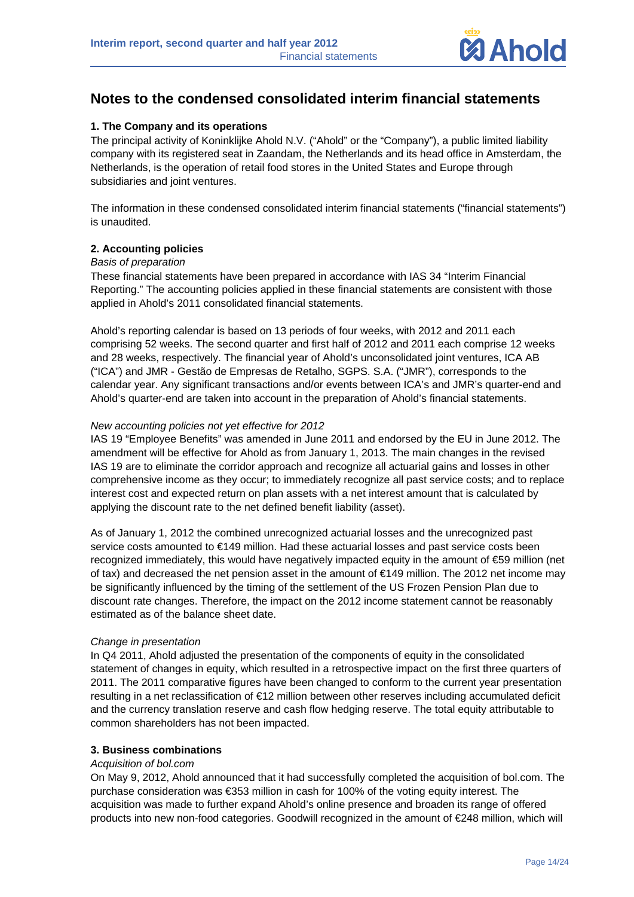# Notes to the condensed consolidated interim financial statements

### 1. The Company and its operations

The principal activity of Koninklijke Ahold N.V. ("Ahold" or the "Company"), a public limited liability company with its registered seat in Zaandam, the Netherlands and its head office in Amsterdam, the Netherlands, is the operation of retail food stores in the United States and Europe through subsidiaries and joint ventures.

The information in these condensed consolidated interim financial statements ("financial statements") is unaudited.

### 2. Accounting policies

*Basis of preparation*

These financial statements have been prepared in accordance with IAS 34 "Interim Financial Reporting." The accounting policies applied in these financial statements are consistent with those applied in Ahold's 2011 consolidated financial statements.

Ahold's reporting calendar is based on 13 periods of four weeks, with 2012 and 2011 each comprising 52 weeks. The second quarter and first half of 2012 and 2011 each comprise 12 weeks and 28 weeks, respectively. The financial year of Ahold's unconsolidated joint ventures, ICA AB ("ICA") and JMR - Gestão de Empresas de Retalho, SGPS. S.A. ("JMR"), corresponds to the calendar year. Any significant transactions and/or events between ICA's and JMR's quarter-end and Ahold's quarter-end are taken into account in the preparation of Ahold's financial statements.

*New accounting policies not yet effective for 2012*

IAS 19 "Employee Benefits" was amended in June 2011 and endorsed by the EU in June 2012. The amendment will be effective for Ahold as from January 1, 2013. The main changes in the revised IAS 19 are to eliminate the corridor approach and recognize all actuarial gains and losses in other comprehensive income as they occur; to immediately recognize all past service costs; and to replace interest cost and expected return on plan assets with a net interest amount that is calculated by applying the discount rate to the net defined benefit liability (asset).

As of January 1, 2012 the combined unrecognized actuarial losses and the unrecognized past service costs amounted to €149 million. Had these actuarial losses and past service costs been recognized immediately, this would have negatively impacted equity in the amount of €59 million (net of tax) and decreased the net pension asset in the amount of €149 million. The 2012 net income may be significantly influenced by the timing of the settlement of the US Frozen Pension Plan due to discount rate changes. Therefore, the impact on the 2012 income statement cannot be reasonably estimated as of the balance sheet date.

*Change in presentation*

In Q4 2011, Ahold adjusted the presentation of the components of equity in the consolidated statement of changes in equity, which resulted in a retrospective impact on the first three quarters of 2011. The 2011 comparative figures have been changed to conform to the current year presentation resulting in a net reclassification of €12 million between other reserves including accumulated deficit and the currency translation reserve and cash flow hedging reserve. The total equity attributable to common shareholders has not been impacted.

### 3. Business combinations

*Acquisition of bol.com*

On May 9, 2012, Ahold announced that it had successfully completed the acquisition of bol.com. The purchase consideration was €353 million in cash for 100% of the voting equity interest. The acquisition was made to further expand Ahold's online presence and broaden its range of offered products into new non-food categories. Goodwill recognized in the amount of €248 million, which will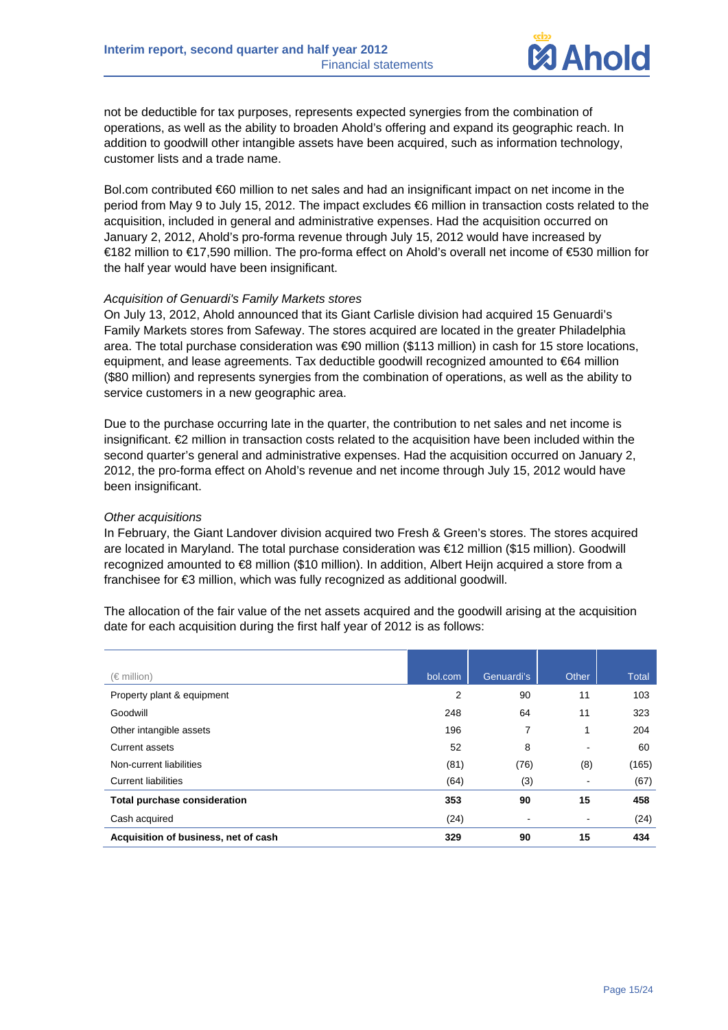not be deductible for tax purposes, represents expected synergies from the combination of operations, as well as the ability to broaden Ahold's offering and expand its geographic reach. In addition to goodwill other intangible assets have been acquired, such as information technology, customer lists and a trade name.

Bol.com contributed €60 million to net sales and had an insignificant impact on net income in the period from May 9 to July 15, 2012. The impact excludes €6 million in transaction costs related to the acquisition, included in general and administrative expenses. Had the acquisition occurred on January 2, 2012, Ahold's pro-forma revenue through July 15, 2012 would have increased by €182 million to €17,590 million. The pro-forma effect on Ahold's overall net income of €530 million for the half year would have been insignificant.

*Acquisition of Genuardi's Family Markets stores*

On July 13, 2012, Ahold announced that its Giant Carlisle division had acquired 15 Genuardi's Family Markets stores from Safeway. The stores acquired are located in the greater Philadelphia area. The total purchase consideration was €90 million ($113 million) in cash for 15 store locations, equipment, and lease agreements. Tax deductible goodwill recognized amounted to €64 million ($80 million) and represents synergies from the combination of operations, as well as the ability to service customers in a new geographic area.

Due to the purchase occurring late in the quarter, the contribution to net sales and net income is insignificant. €2 million in transaction costs related to the acquisition have been included within the second quarter's general and administrative expenses. Had the acquisition occurred on January 2, 2012, the pro-forma effect on Ahold's revenue and net income through July 15, 2012 would have been insignificant.

*Other acquisitions*

In February, the Giant Landover division acquired two Fresh & Green's stores. The stores acquired are located in Maryland. The total purchase consideration was €12 million ($15 million). Goodwill recognized amounted to €8 million ($10 million). In addition, Albert Heijn acquired a store from a franchisee for €3 million, which was fully recognized as additional goodwill.

The allocation of the fair value of the net assets acquired and the goodwill arising at the acquisition date for each acquisition during the first half year of 2012 is as follows:

| (€ million) | bol.com | Genuardi's | Other | Total |
|---|---|---|---|---|
| Property plant & equipment | 2 | 90 | 11 | 103 |
| Goodwill | 248 | 64 | 11 | 323 |
| Other intangible assets | 196 | 7 | 1 | 204 |
| Current assets | 52 | 8 | - | 60 |
| Non-current liabilities | (81) | (76) | (8) | (165) |
| Current liabilities | (64) | (3) | - | (67) |
| **Total purchase consideration** | **353** | **90** | **15** | **458** |
| Cash acquired | (24) | - | - | (24) |
| **Acquisition of business, net of cash** | **329** | **90** | **15** | **434** |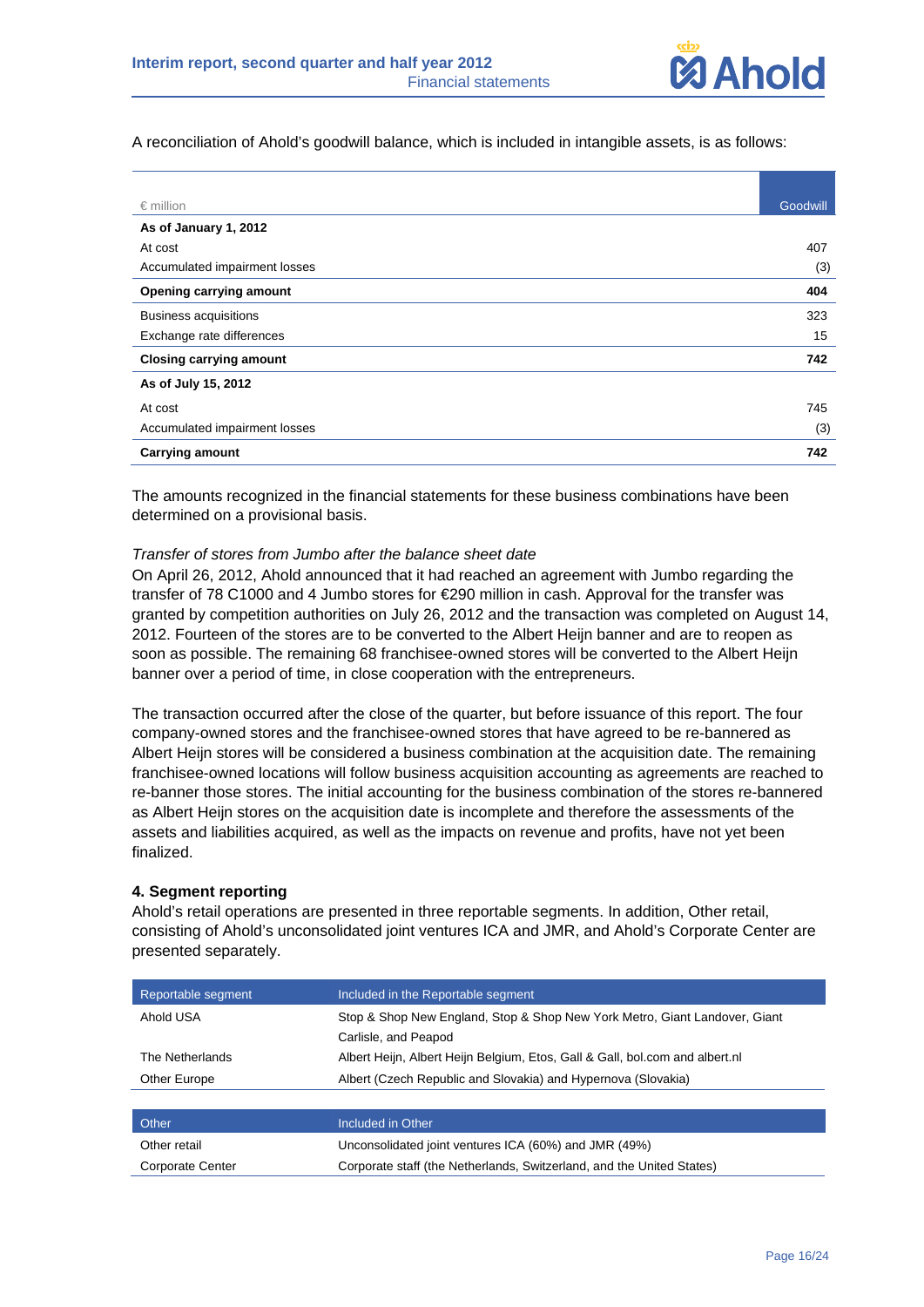A reconciliation of Ahold's goodwill balance, which is included in intangible assets, is as follows:

| € million | Goodwill |
|---|---|
| **As of January 1, 2012** | |
| At cost | 407 |
| Accumulated impairment losses | (3) |
| **Opening carrying amount** | **404** |
| Business acquisitions | 323 |
| Exchange rate differences | 15 |
| **Closing carrying amount** | **742** |
| **As of July 15, 2012** | |
| At cost | 745 |
| Accumulated impairment losses | (3) |
| **Carrying amount** | **742** |

The amounts recognized in the financial statements for these business combinations have been determined on a provisional basis.

*Transfer of stores from Jumbo after the balance sheet date*

On April 26, 2012, Ahold announced that it had reached an agreement with Jumbo regarding the transfer of 78 C1000 and 4 Jumbo stores for €290 million in cash. Approval for the transfer was granted by competition authorities on July 26, 2012 and the transaction was completed on August 14, 2012. Fourteen of the stores are to be converted to the Albert Heijn banner and are to reopen as soon as possible. The remaining 68 franchisee-owned stores will be converted to the Albert Heijn banner over a period of time, in close cooperation with the entrepreneurs.

The transaction occurred after the close of the quarter, but before issuance of this report. The four company-owned stores and the franchisee-owned stores that have agreed to be re-bannered as Albert Heijn stores will be considered a business combination at the acquisition date. The remaining franchisee-owned locations will follow business acquisition accounting as agreements are reached to re-banner those stores. The initial accounting for the business combination of the stores re-bannered as Albert Heijn stores on the acquisition date is incomplete and therefore the assessments of the assets and liabilities acquired, as well as the impacts on revenue and profits, have not yet been finalized.

### 4. Segment reporting

Ahold's retail operations are presented in three reportable segments. In addition, Other retail, consisting of Ahold's unconsolidated joint ventures ICA and JMR, and Ahold's Corporate Center are presented separately.

| Reportable segment | Included in the Reportable segment |
|---|---|
| Ahold USA | Stop & Shop New England, Stop & Shop New York Metro, Giant Landover, Giant Carlisle, and Peapod |
| The Netherlands | Albert Heijn, Albert Heijn Belgium, Etos, Gall & Gall, bol.com and albert.nl |
| Other Europe | Albert (Czech Republic and Slovakia) and Hypernova (Slovakia) |

| Other | Included in Other |
|---|---|
| Other retail | Unconsolidated joint ventures ICA (60%) and JMR (49%) |
| Corporate Center | Corporate staff (the Netherlands, Switzerland, and the United States) |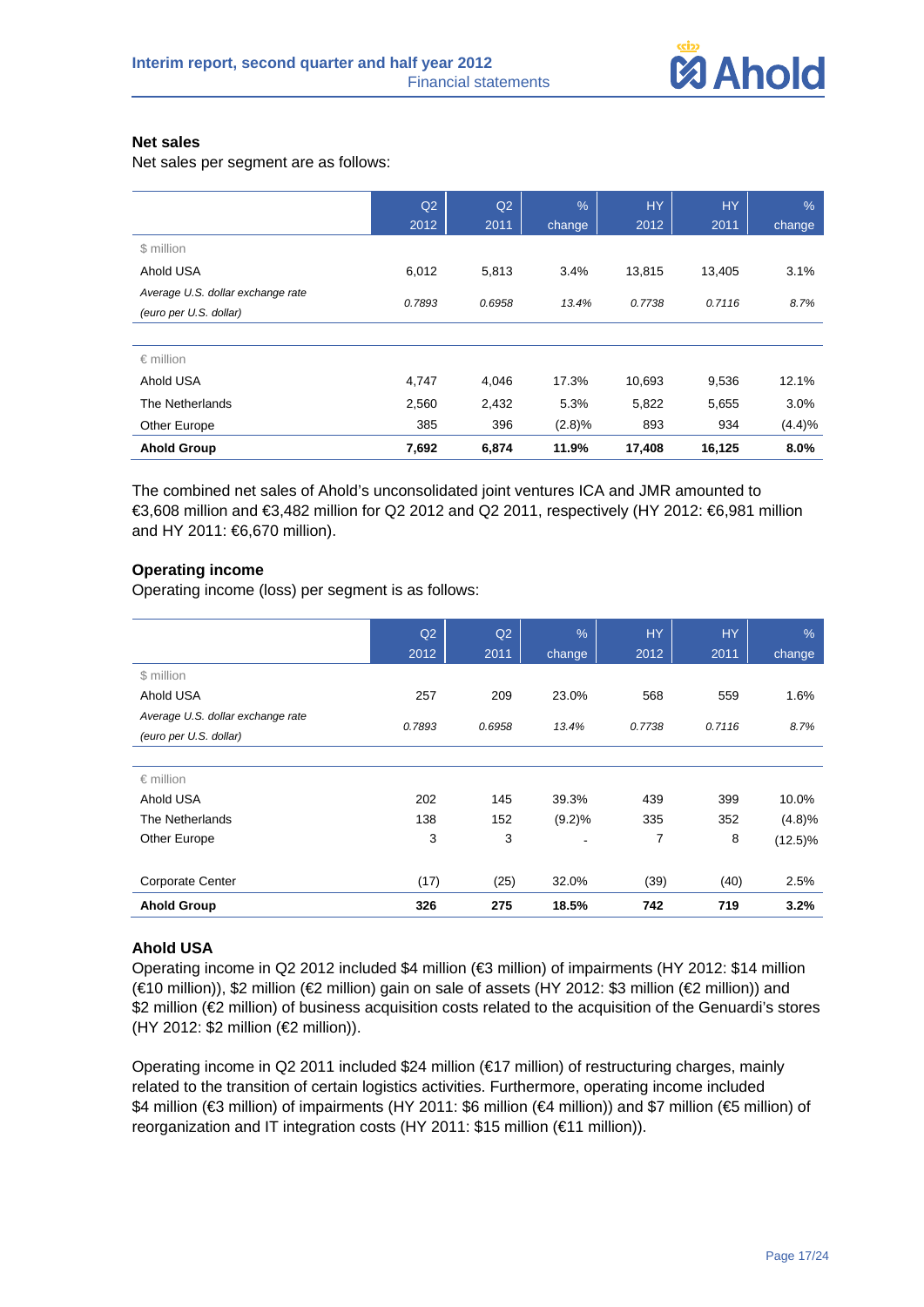### Net sales

Net sales per segment are as follows:

| | Q2 2012 | Q2 2011 | % change | HY 2012 | HY 2011 | % change |
|---|---|---|---|---|---|---|
| $ million | | | | | | |
| Ahold USA | 6,012 | 5,813 | 3.4% | 13,815 | 13,405 | 3.1% |
| *Average U.S. dollar exchange rate (euro per U.S. dollar)* | *0.7893* | *0.6958* | *13.4%* | *0.7738* | *0.7116* | *8.7%* |
| € million | | | | | | |
| Ahold USA | 4,747 | 4,046 | 17.3% | 10,693 | 9,536 | 12.1% |
| The Netherlands | 2,560 | 2,432 | 5.3% | 5,822 | 5,655 | 3.0% |
| Other Europe | 385 | 396 | (2.8)% | 893 | 934 | (4.4)% |
| **Ahold Group** | **7,692** | **6,874** | **11.9%** | **17,408** | **16,125** | **8.0%** |

The combined net sales of Ahold's unconsolidated joint ventures ICA and JMR amounted to €3,608 million and €3,482 million for Q2 2012 and Q2 2011, respectively (HY 2012: €6,981 million and HY 2011: €6,670 million).

### Operating income

Operating income (loss) per segment is as follows:

| | Q2 2012 | Q2 2011 | % change | HY 2012 | HY 2011 | % change |
|---|---|---|---|---|---|---|
| $ million | | | | | | |
| Ahold USA | 257 | 209 | 23.0% | 568 | 559 | 1.6% |
| *Average U.S. dollar exchange rate (euro per U.S. dollar)* | *0.7893* | *0.6958* | *13.4%* | *0.7738* | *0.7116* | *8.7%* |
| € million | | | | | | |
| Ahold USA | 202 | 145 | 39.3% | 439 | 399 | 10.0% |
| The Netherlands | 138 | 152 | (9.2)% | 335 | 352 | (4.8)% |
| Other Europe | 3 | 3 | - | 7 | 8 | (12.5)% |
| Corporate Center | (17) | (25) | 32.0% | (39) | (40) | 2.5% |
| **Ahold Group** | **326** | **275** | **18.5%** | **742** | **719** | **3.2%** |

### Ahold USA

Operating income in Q2 2012 included $4 million (€3 million) of impairments (HY 2012: $14 million (€10 million)), $2 million (€2 million) gain on sale of assets (HY 2012: $3 million (€2 million)) and $2 million (€2 million) of business acquisition costs related to the acquisition of the Genuardi's stores (HY 2012: $2 million (€2 million)).

Operating income in Q2 2011 included $24 million (€17 million) of restructuring charges, mainly related to the transition of certain logistics activities. Furthermore, operating income included $4 million (€3 million) of impairments (HY 2011: $6 million (€4 million)) and $7 million (€5 million) of reorganization and IT integration costs (HY 2011: $15 million (€11 million)).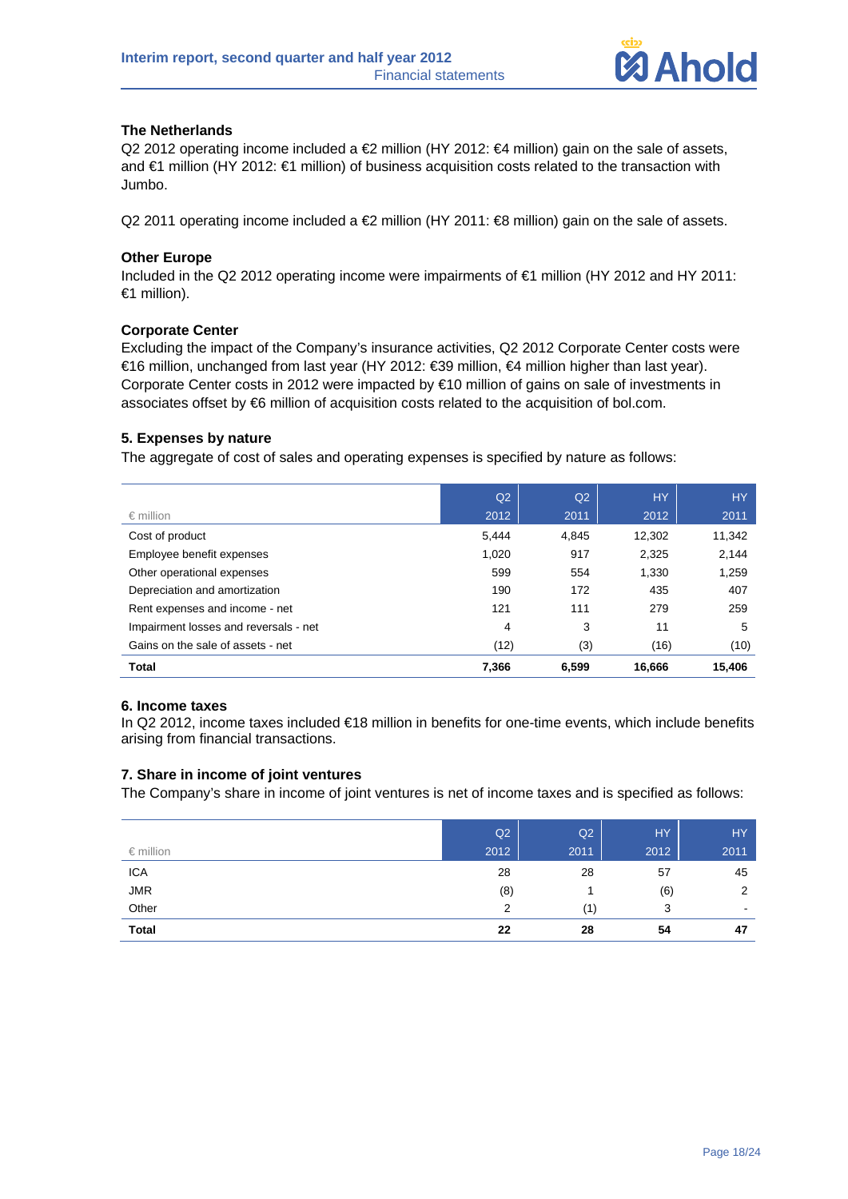### The Netherlands

Q2 2012 operating income included a €2 million (HY 2012: €4 million) gain on the sale of assets, and €1 million (HY 2012: €1 million) of business acquisition costs related to the transaction with Jumbo.

Q2 2011 operating income included a €2 million (HY 2011: €8 million) gain on the sale of assets.

### Other Europe

Included in the Q2 2012 operating income were impairments of €1 million (HY 2012 and HY 2011: €1 million).

### Corporate Center

Excluding the impact of the Company's insurance activities, Q2 2012 Corporate Center costs were €16 million, unchanged from last year (HY 2012: €39 million, €4 million higher than last year). Corporate Center costs in 2012 were impacted by €10 million of gains on sale of investments in associates offset by €6 million of acquisition costs related to the acquisition of bol.com.

### 5. Expenses by nature

The aggregate of cost of sales and operating expenses is specified by nature as follows:

| € million | Q2 2012 | Q2 2011 | HY 2012 | HY 2011 |
|---|---|---|---|---|
| Cost of product | 5,444 | 4,845 | 12,302 | 11,342 |
| Employee benefit expenses | 1,020 | 917 | 2,325 | 2,144 |
| Other operational expenses | 599 | 554 | 1,330 | 1,259 |
| Depreciation and amortization | 190 | 172 | 435 | 407 |
| Rent expenses and income - net | 121 | 111 | 279 | 259 |
| Impairment losses and reversals - net | 4 | 3 | 11 | 5 |
| Gains on the sale of assets - net | (12) | (3) | (16) | (10) |
| **Total** | **7,366** | **6,599** | **16,666** | **15,406** |

### 6. Income taxes

In Q2 2012, income taxes included €18 million in benefits for one-time events, which include benefits arising from financial transactions.

### 7. Share in income of joint ventures

The Company's share in income of joint ventures is net of income taxes and is specified as follows:

| € million | Q2 2012 | Q2 2011 | HY 2012 | HY 2011 |
|---|---|---|---|---|
| ICA | 28 | 28 | 57 | 45 |
| JMR | (8) | 1 | (6) | 2 |
| Other | 2 | (1) | 3 | - |
| **Total** | **22** | **28** | **54** | **47** |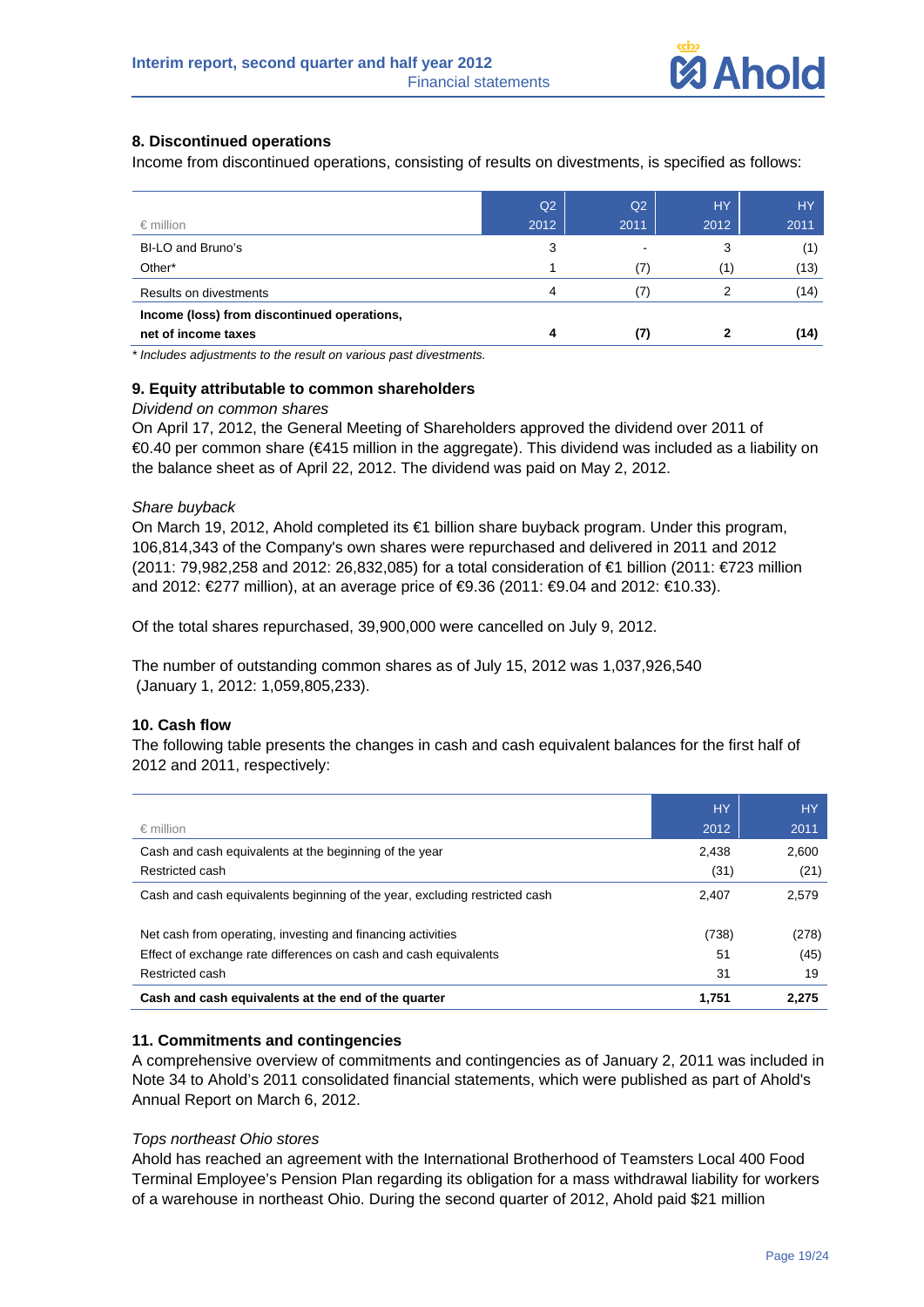## 8. Discontinued operations

Income from discontinued operations, consisting of results on divestments, is specified as follows:

| € million | Q2 2012 | Q2 2011 | HY 2012 | HY 2011 |
|---|---|---|---|---|
| BI-LO and Bruno's | 3 | - | 3 | (1) |
| Other* | 1 | (7) | (1) | (13) |
| Results on divestments | 4 | (7) | 2 | (14) |
| **Income (loss) from discontinued operations, net of income taxes** | **4** | **(7)** | **2** | **(14)** |

*\* Includes adjustments to the result on various past divestments.*

## 9. Equity attributable to common shareholders

*Dividend on common shares*

On April 17, 2012, the General Meeting of Shareholders approved the dividend over 2011 of €0.40 per common share (€415 million in the aggregate). This dividend was included as a liability on the balance sheet as of April 22, 2012. The dividend was paid on May 2, 2012.

*Share buyback*

On March 19, 2012, Ahold completed its €1 billion share buyback program. Under this program, 106,814,343 of the Company's own shares were repurchased and delivered in 2011 and 2012 (2011: 79,982,258 and 2012: 26,832,085) for a total consideration of €1 billion (2011: €723 million and 2012: €277 million), at an average price of €9.36 (2011: €9.04 and 2012: €10.33).

Of the total shares repurchased, 39,900,000 were cancelled on July 9, 2012.

The number of outstanding common shares as of July 15, 2012 was 1,037,926,540 (January 1, 2012: 1,059,805,233).

## 10. Cash flow

The following table presents the changes in cash and cash equivalent balances for the first half of 2012 and 2011, respectively:

| € million | HY 2012 | HY 2011 |
|---|---|---|
| Cash and cash equivalents at the beginning of the year | 2,438 | 2,600 |
| Restricted cash | (31) | (21) |
| Cash and cash equivalents beginning of the year, excluding restricted cash | 2,407 | 2,579 |
| Net cash from operating, investing and financing activities | (738) | (278) |
| Effect of exchange rate differences on cash and cash equivalents | 51 | (45) |
| Restricted cash | 31 | 19 |
| **Cash and cash equivalents at the end of the quarter** | **1,751** | **2,275** |

## 11. Commitments and contingencies

A comprehensive overview of commitments and contingencies as of January 2, 2011 was included in Note 34 to Ahold's 2011 consolidated financial statements, which were published as part of Ahold's Annual Report on March 6, 2012.

*Tops northeast Ohio stores*

Ahold has reached an agreement with the International Brotherhood of Teamsters Local 400 Food Terminal Employee's Pension Plan regarding its obligation for a mass withdrawal liability for workers of a warehouse in northeast Ohio. During the second quarter of 2012, Ahold paid $21 million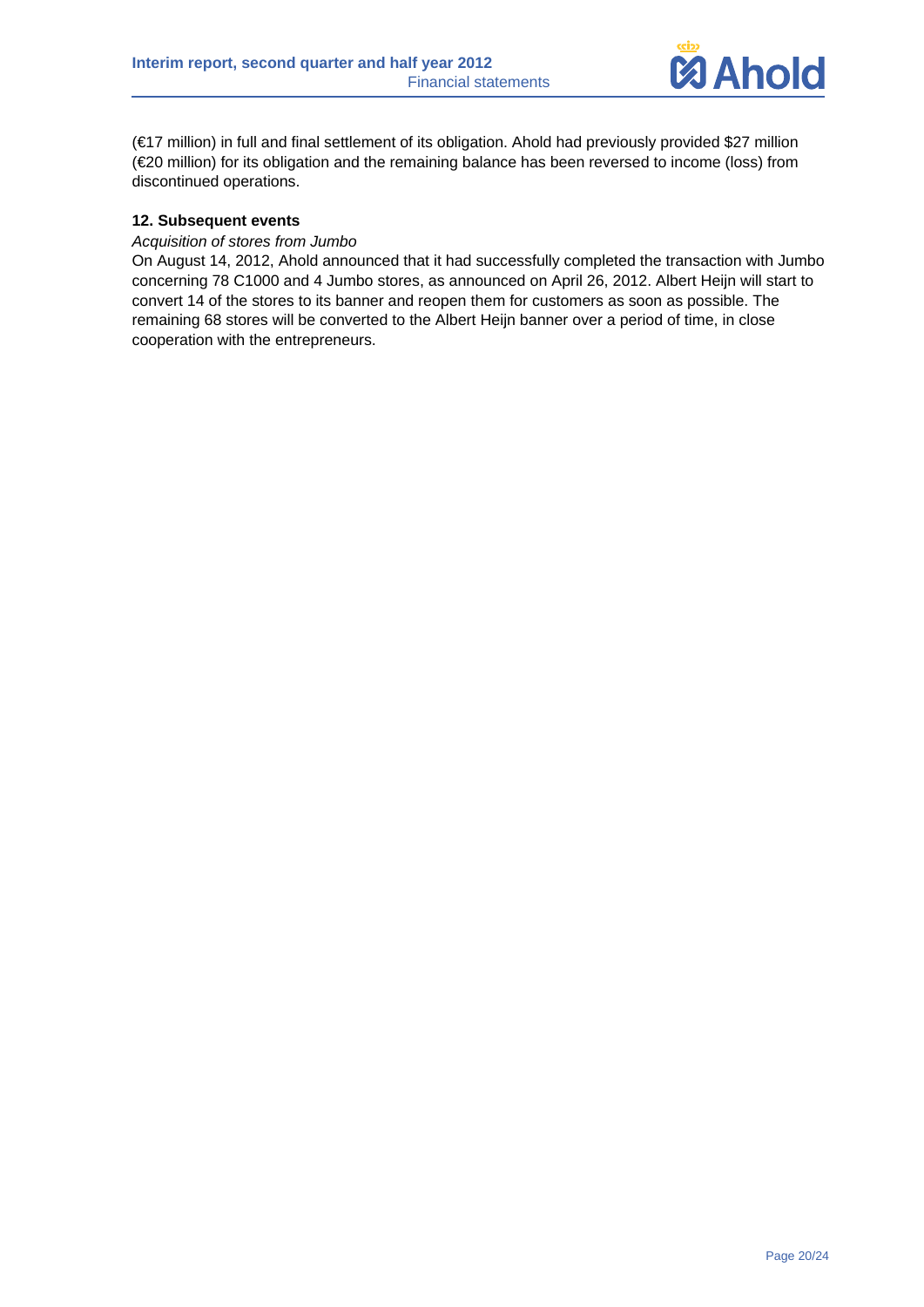(€17 million) in full and final settlement of its obligation. Ahold had previously provided $27 million (€20 million) for its obligation and the remaining balance has been reversed to income (loss) from discontinued operations.

**12. Subsequent events**

*Acquisition of stores from Jumbo*

On August 14, 2012, Ahold announced that it had successfully completed the transaction with Jumbo concerning 78 C1000 and 4 Jumbo stores, as announced on April 26, 2012. Albert Heijn will start to convert 14 of the stores to its banner and reopen them for customers as soon as possible. The remaining 68 stores will be converted to the Albert Heijn banner over a period of time, in close cooperation with the entrepreneurs.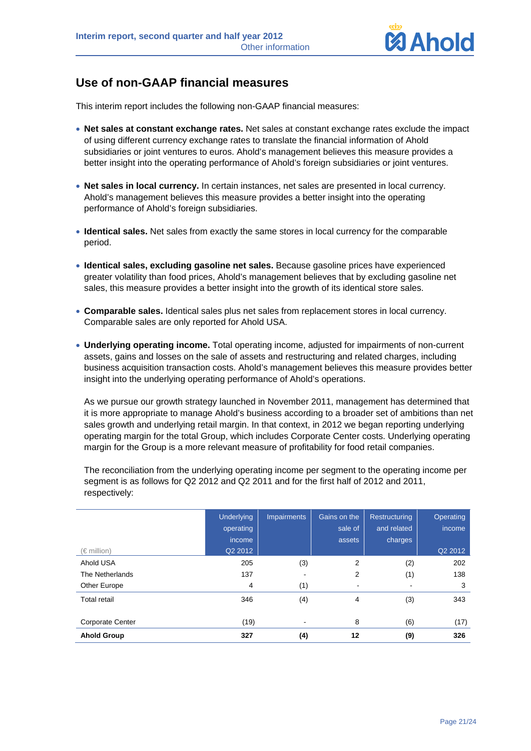## Use of non-GAAP financial measures

This interim report includes the following non-GAAP financial measures:

- **Net sales at constant exchange rates.** Net sales at constant exchange rates exclude the impact of using different currency exchange rates to translate the financial information of Ahold subsidiaries or joint ventures to euros. Ahold's management believes this measure provides a better insight into the operating performance of Ahold's foreign subsidiaries or joint ventures.

- **Net sales in local currency.** In certain instances, net sales are presented in local currency. Ahold's management believes this measure provides a better insight into the operating performance of Ahold's foreign subsidiaries.

- **Identical sales.** Net sales from exactly the same stores in local currency for the comparable period.

- **Identical sales, excluding gasoline net sales.** Because gasoline prices have experienced greater volatility than food prices, Ahold's management believes that by excluding gasoline net sales, this measure provides a better insight into the growth of its identical store sales.

- **Comparable sales.** Identical sales plus net sales from replacement stores in local currency. Comparable sales are only reported for Ahold USA.

- **Underlying operating income.** Total operating income, adjusted for impairments of non-current assets, gains and losses on the sale of assets and restructuring and related charges, including business acquisition transaction costs. Ahold's management believes this measure provides better insight into the underlying operating performance of Ahold's operations.

  As we pursue our growth strategy launched in November 2011, management has determined that it is more appropriate to manage Ahold's business according to a broader set of ambitions than net sales growth and underlying retail margin. In that context, in 2012 we began reporting underlying operating margin for the total Group, which includes Corporate Center costs. Underlying operating margin for the Group is a more relevant measure of profitability for food retail companies.

  The reconciliation from the underlying operating income per segment to the operating income per segment is as follows for Q2 2012 and Q2 2011 and for the first half of 2012 and 2011, respectively:

| (€ million) | Underlying operating income Q2 2012 | Impairments | Gains on the sale of assets | Restructuring and related charges | Operating income Q2 2012 |
|---|---|---|---|---|---|
| Ahold USA | 205 | (3) | 2 | (2) | 202 |
| The Netherlands | 137 | - | 2 | (1) | 138 |
| Other Europe | 4 | (1) | - | - | 3 |
| Total retail | 346 | (4) | 4 | (3) | 343 |
| Corporate Center | (19) | - | 8 | (6) | (17) |
| **Ahold Group** | **327** | **(4)** | **12** | **(9)** | **326** |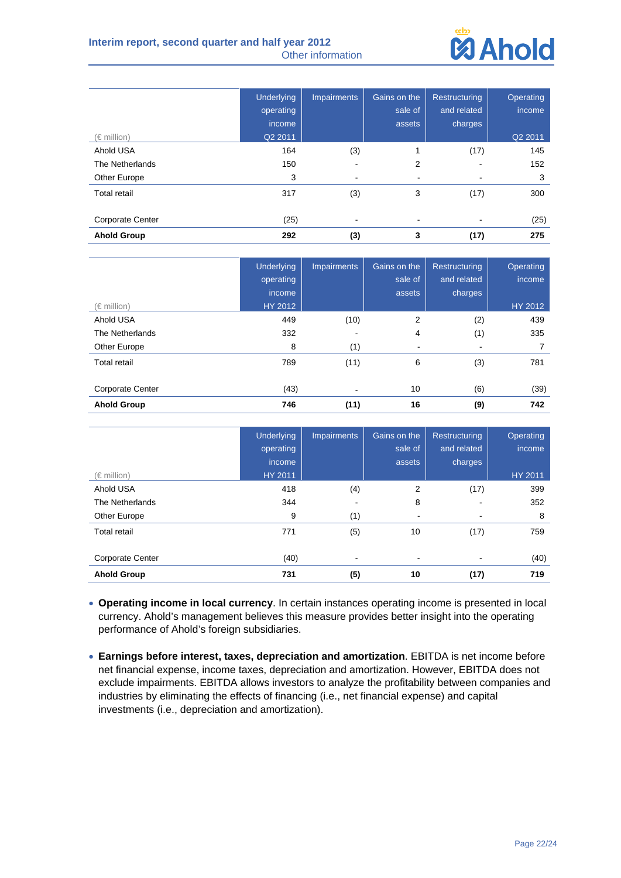| (€ million) | Underlying operating income Q2 2011 | Impairments | Gains on the sale of assets | Restructuring and related charges | Operating income Q2 2011 |
|---|---|---|---|---|---|
| Ahold USA | 164 | (3) | 1 | (17) | 145 |
| The Netherlands | 150 | - | 2 | - | 152 |
| Other Europe | 3 | - | - | - | 3 |
| Total retail | 317 | (3) | 3 | (17) | 300 |
| Corporate Center | (25) | - | - | - | (25) |
| **Ahold Group** | **292** | **(3)** | **3** | **(17)** | **275** |

| (€ million) | Underlying operating income HY 2012 | Impairments | Gains on the sale of assets | Restructuring and related charges | Operating income HY 2012 |
|---|---|---|---|---|---|
| Ahold USA | 449 | (10) | 2 | (2) | 439 |
| The Netherlands | 332 | - | 4 | (1) | 335 |
| Other Europe | 8 | (1) | - | - | 7 |
| Total retail | 789 | (11) | 6 | (3) | 781 |
| Corporate Center | (43) | - | 10 | (6) | (39) |
| **Ahold Group** | **746** | **(11)** | **16** | **(9)** | **742** |

| (€ million) | Underlying operating income HY 2011 | Impairments | Gains on the sale of assets | Restructuring and related charges | Operating income HY 2011 |
|---|---|---|---|---|---|
| Ahold USA | 418 | (4) | 2 | (17) | 399 |
| The Netherlands | 344 | - | 8 | - | 352 |
| Other Europe | 9 | (1) | - | - | 8 |
| Total retail | 771 | (5) | 10 | (17) | 759 |
| Corporate Center | (40) | - | - | - | (40) |
| **Ahold Group** | **731** | **(5)** | **10** | **(17)** | **719** |

- **Operating income in local currency**. In certain instances operating income is presented in local currency. Ahold's management believes this measure provides better insight into the operating performance of Ahold's foreign subsidiaries.

- **Earnings before interest, taxes, depreciation and amortization**. EBITDA is net income before net financial expense, income taxes, depreciation and amortization. However, EBITDA does not exclude impairments. EBITDA allows investors to analyze the profitability between companies and industries by eliminating the effects of financing (i.e., net financial expense) and capital investments (i.e., depreciation and amortization).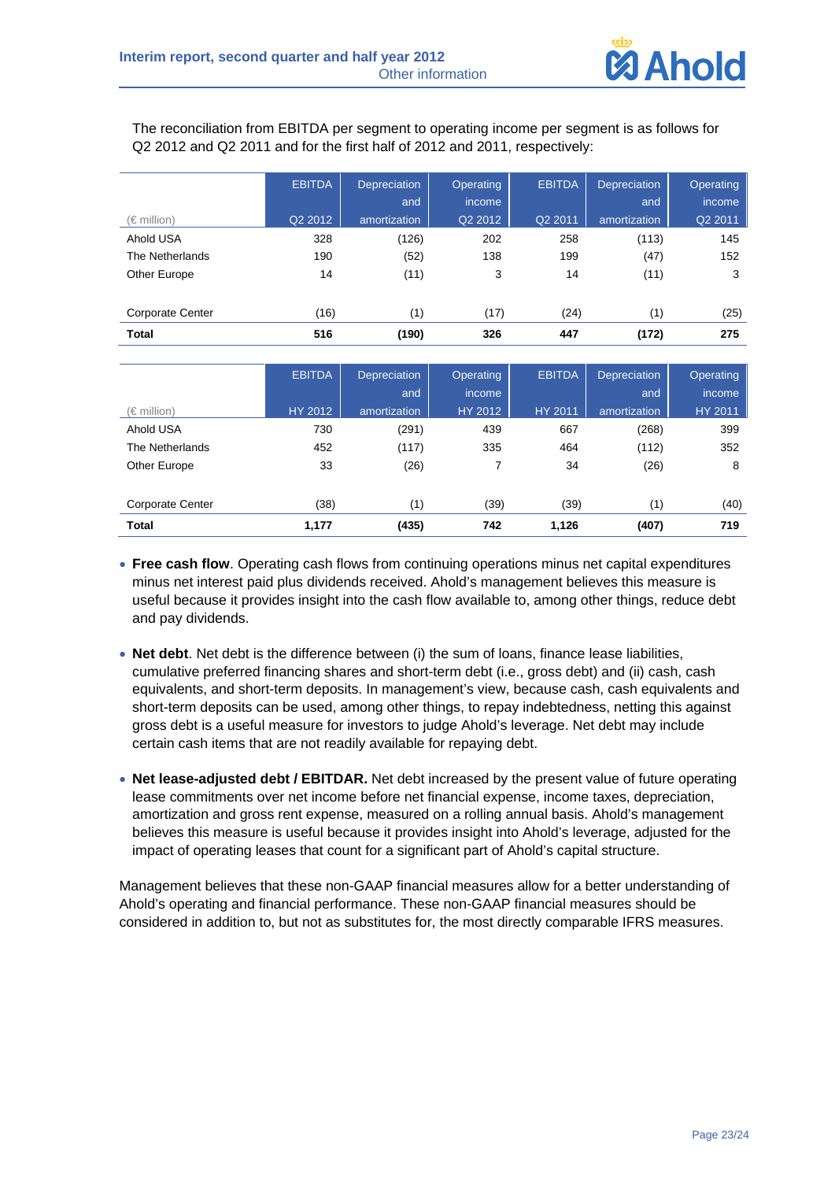The reconciliation from EBITDA per segment to operating income per segment is as follows for Q2 2012 and Q2 2011 and for the first half of 2012 and 2011, respectively:

| (€ million) | EBITDA Q2 2012 | Depreciation and amortization | Operating income Q2 2012 | EBITDA Q2 2011 | Depreciation and amortization | Operating income Q2 2011 |
|---|---|---|---|---|---|---|
| Ahold USA | 328 | (126) | 202 | 258 | (113) | 145 |
| The Netherlands | 190 | (52) | 138 | 199 | (47) | 152 |
| Other Europe | 14 | (11) | 3 | 14 | (11) | 3 |
| Corporate Center | (16) | (1) | (17) | (24) | (1) | (25) |
| **Total** | **516** | **(190)** | **326** | **447** | **(172)** | **275** |

| (€ million) | EBITDA HY 2012 | Depreciation and amortization | Operating income HY 2012 | EBITDA HY 2011 | Depreciation and amortization | Operating income HY 2011 |
|---|---|---|---|---|---|---|
| Ahold USA | 730 | (291) | 439 | 667 | (268) | 399 |
| The Netherlands | 452 | (117) | 335 | 464 | (112) | 352 |
| Other Europe | 33 | (26) | 7 | 34 | (26) | 8 |
| Corporate Center | (38) | (1) | (39) | (39) | (1) | (40) |
| **Total** | **1,177** | **(435)** | **742** | **1,126** | **(407)** | **719** |

- **Free cash flow**. Operating cash flows from continuing operations minus net capital expenditures minus net interest paid plus dividends received. Ahold's management believes this measure is useful because it provides insight into the cash flow available to, among other things, reduce debt and pay dividends.

- **Net debt**. Net debt is the difference between (i) the sum of loans, finance lease liabilities, cumulative preferred financing shares and short-term debt (i.e., gross debt) and (ii) cash, cash equivalents, and short-term deposits. In management's view, because cash, cash equivalents and short-term deposits can be used, among other things, to repay indebtedness, netting this against gross debt is a useful measure for investors to judge Ahold's leverage. Net debt may include certain cash items that are not readily available for repaying debt.

- **Net lease-adjusted debt / EBITDAR.** Net debt increased by the present value of future operating lease commitments over net income before net financial expense, income taxes, depreciation, amortization and gross rent expense, measured on a rolling annual basis. Ahold's management believes this measure is useful because it provides insight into Ahold's leverage, adjusted for the impact of operating leases that count for a significant part of Ahold's capital structure.

Management believes that these non-GAAP financial measures allow for a better understanding of Ahold's operating and financial performance. These non-GAAP financial measures should be considered in addition to, but not as substitutes for, the most directly comparable IFRS measures.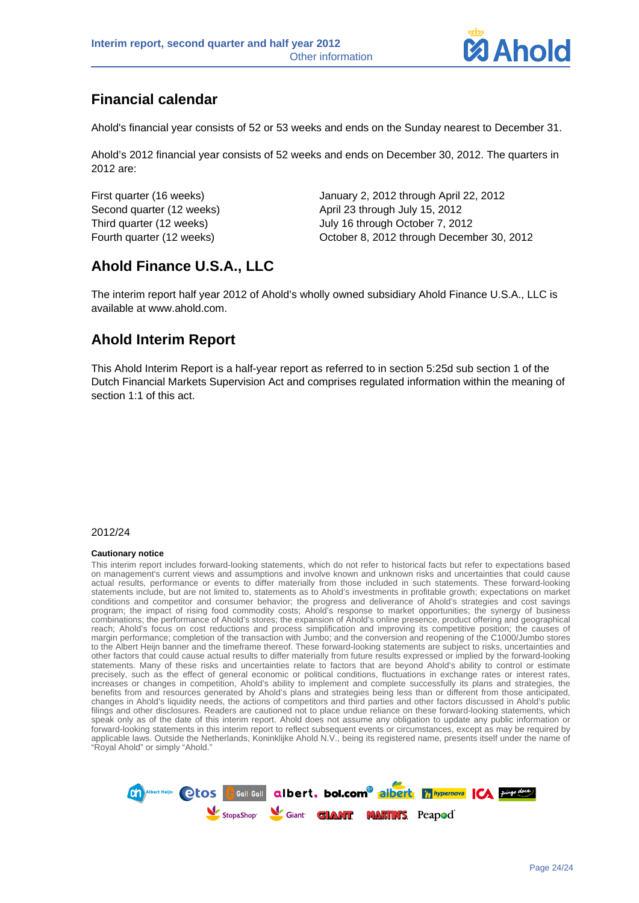## Financial calendar

Ahold's financial year consists of 52 or 53 weeks and ends on the Sunday nearest to December 31.

Ahold's 2012 financial year consists of 52 weeks and ends on December 30, 2012. The quarters in 2012 are:

| | |
|---|---|
| First quarter (16 weeks) | January 2, 2012 through April 22, 2012 |
| Second quarter (12 weeks) | April 23 through July 15, 2012 |
| Third quarter (12 weeks) | July 16 through October 7, 2012 |
| Fourth quarter (12 weeks) | October 8, 2012 through December 30, 2012 |

## Ahold Finance U.S.A., LLC

The interim report half year 2012 of Ahold's wholly owned subsidiary Ahold Finance U.S.A., LLC is available at www.ahold.com.

## Ahold Interim Report

This Ahold Interim Report is a half-year report as referred to in section 5:25d sub section 1 of the Dutch Financial Markets Supervision Act and comprises regulated information within the meaning of section 1:1 of this act.

2012/24

**Cautionary notice**

This interim report includes forward-looking statements, which do not refer to historical facts but refer to expectations based on management's current views and assumptions and involve known and unknown risks and uncertainties that could cause actual results, performance or events to differ materially from those included in such statements. These forward-looking statements include, but are not limited to, statements as to Ahold's investments in profitable growth; expectations on market conditions and competitor and consumer behavior; the progress and deliverance of Ahold's strategies and cost savings program; the impact of rising food commodity costs; Ahold's response to market opportunities; the synergy of business combinations; the performance of Ahold's stores; the expansion of Ahold's online presence, product offering and geographical reach; Ahold's focus on cost reductions and process simplification and improving its competitive position; the causes of margin performance; completion of the transaction with Jumbo; and the conversion and reopening of the C1000/Jumbo stores to the Albert Heijn banner and the timeframe thereof. These forward-looking statements are subject to risks, uncertainties and other factors that could cause actual results to differ materially from future results expressed or implied by the forward-looking statements. Many of these risks and uncertainties relate to factors that are beyond Ahold's ability to control or estimate precisely, such as the effect of general economic or political conditions, fluctuations in exchange rates or interest rates, increases or changes in competition, Ahold's ability to implement and complete successfully its plans and strategies, the benefits from and resources generated by Ahold's plans and strategies being less than or different from those anticipated, changes in Ahold's liquidity needs, the actions of competitors and third parties and other factors discussed in Ahold's public filings and other disclosures. Readers are cautioned not to place undue reliance on these forward-looking statements, which speak only as of the date of this interim report. Ahold does not assume any obligation to update any public information or forward-looking statements in this interim report to reflect subsequent events or circumstances, except as may be required by applicable laws. Outside the Netherlands, Koninklijke Ahold N.V., being its registered name, presents itself under the name of "Royal Ahold" or simply "Ahold."